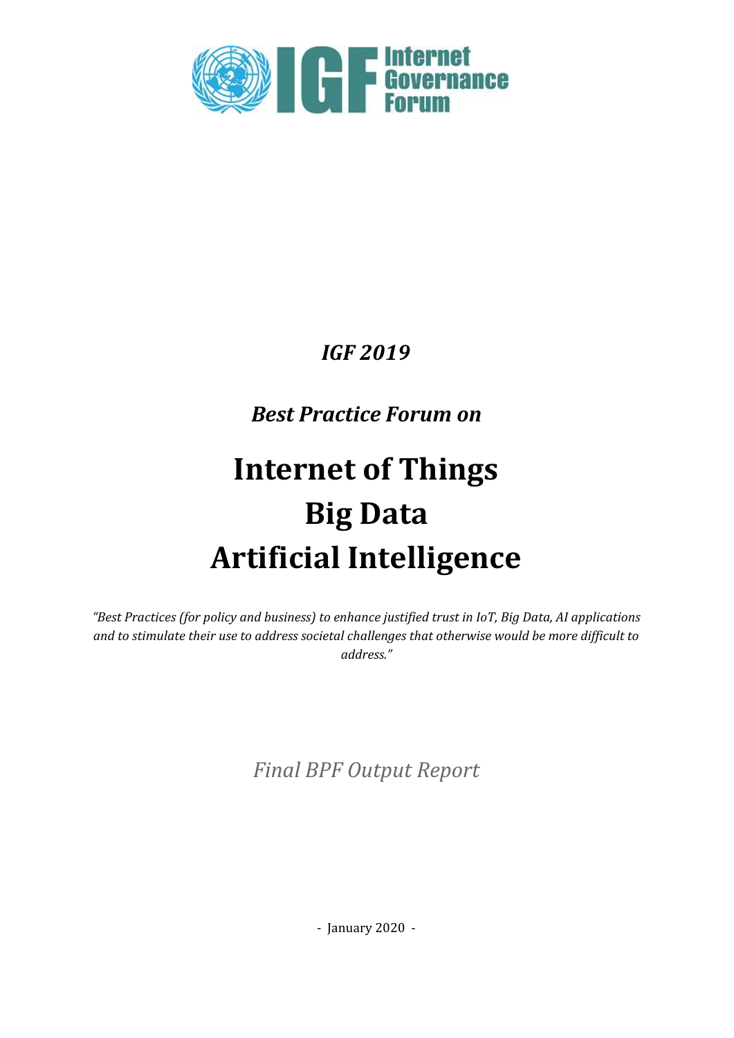Internet Governance Forum

*IGF 2019*

*Best Practice Forum on*

# Internet of Things
# Big Data
# Artificial Intelligence

*"Best Practices (for policy and business) to enhance justified trust in IoT, Big Data, AI applications and to stimulate their use to address societal challenges that otherwise would be more difficult to address."*

*Final BPF Output Report*

- January 2020 -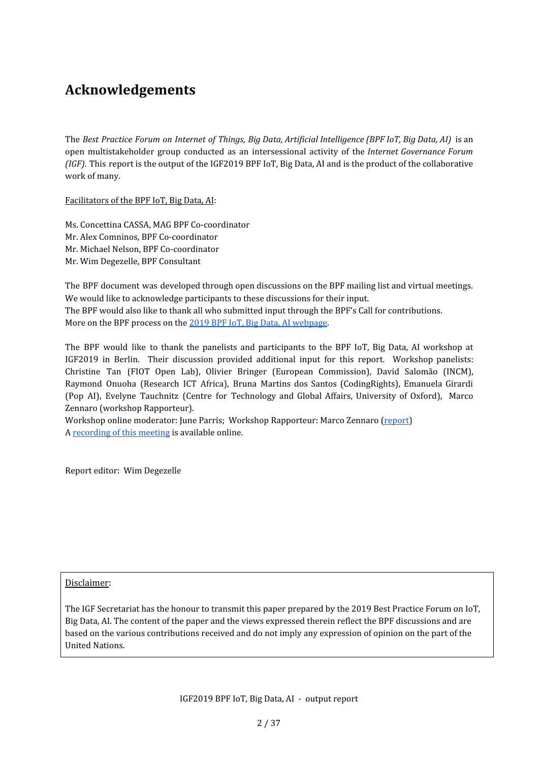# Acknowledgements

The *Best Practice Forum on Internet of Things, Big Data, Artificial Intelligence (BPF IoT, Big Data, AI)* is an open multistakeholder group conducted as an intersessional activity of the *Internet Governance Forum (IGF).* This report is the output of the IGF2019 BPF IoT, Big Data, AI and is the product of the collaborative work of many.

Facilitators of the BPF IoT, Big Data, AI:

Ms. Concettina CASSA, MAG BPF Co-coordinator
Mr. Alex Comninos, BPF Co-coordinator
Mr. Michael Nelson, BPF Co-coordinator
Mr. Wim Degezelle, BPF Consultant

The BPF document was developed through open discussions on the BPF mailing list and virtual meetings. We would like to acknowledge participants to these discussions for their input.
The BPF would also like to thank all who submitted input through the BPF's Call for contributions.
More on the BPF process on the [2019 BPF IoT, Big Data, AI webpage](#).

The BPF would like to thank the panelists and participants to the BPF IoT, Big Data, AI workshop at IGF2019 in Berlin. Their discussion provided additional input for this report. Workshop panelists: Christine Tan (FIOT Open Lab), Olivier Bringer (European Commission), David Salomão (INCM), Raymond Onuoha (Research ICT Africa), Bruna Martins dos Santos (CodingRights), Emanuela Girardi (Pop AI), Evelyne Tauchnitz (Centre for Technology and Global Affairs, University of Oxford), Marco Zennaro (workshop Rapporteur).
Workshop online moderator: June Parris; Workshop Rapporteur: Marco Zennaro ([report](#))
A [recording of this meeting](#) is available online.

Report editor: Wim Degezelle

> Disclaimer:
>
> The IGF Secretariat has the honour to transmit this paper prepared by the 2019 Best Practice Forum on IoT, Big Data, AI. The content of the paper and the views expressed therein reflect the BPF discussions and are based on the various contributions received and do not imply any expression of opinion on the part of the United Nations.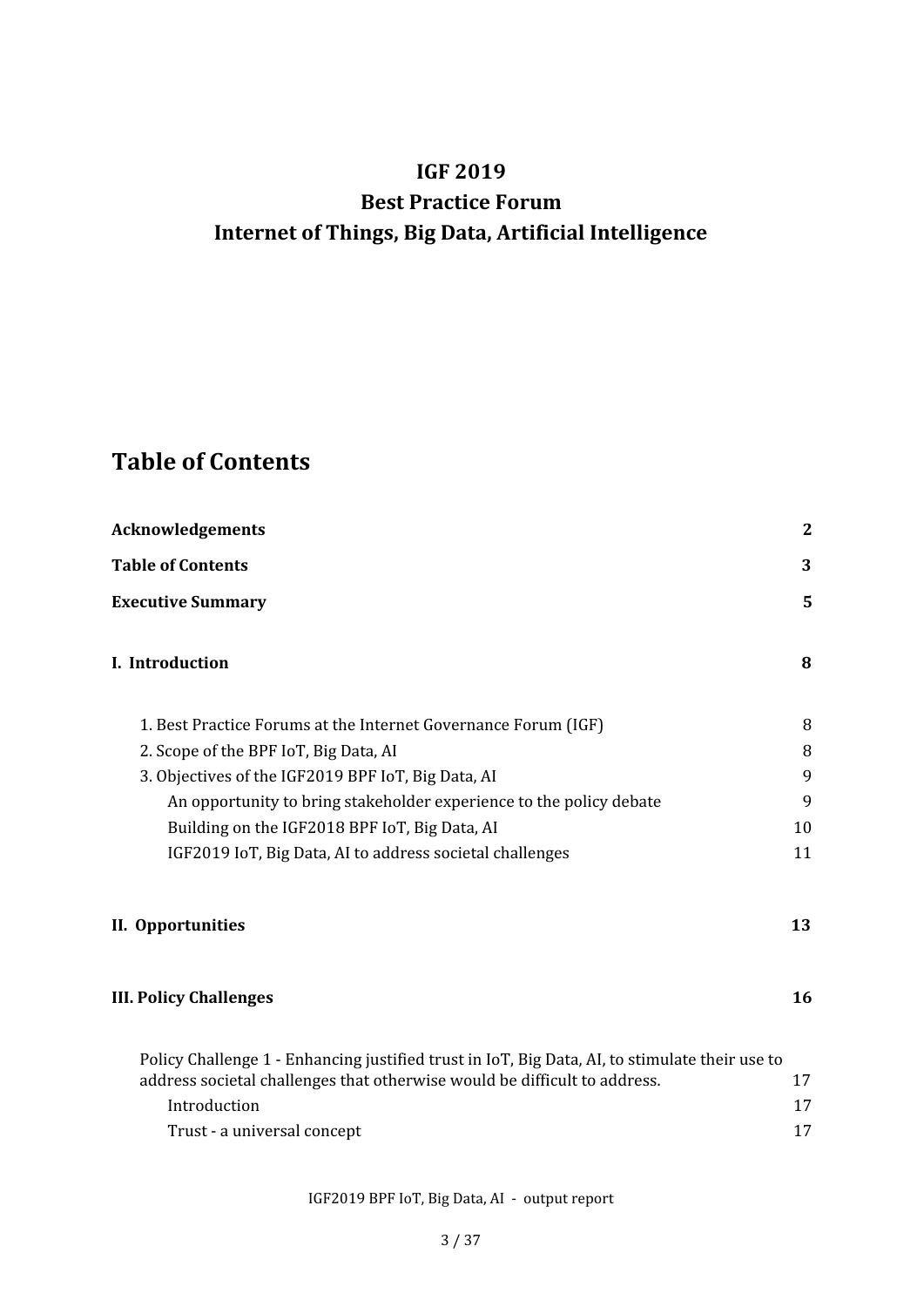**IGF 2019**

**Best Practice Forum**

**Internet of Things, Big Data, Artificial Intelligence**

# Table of Contents

**Acknowledgements** 2

**Table of Contents** 3

**Executive Summary** 5

**I. Introduction** 8

- 1. Best Practice Forums at the Internet Governance Forum (IGF) 8
- 2. Scope of the BPF IoT, Big Data, AI 8
- 3. Objectives of the IGF2019 BPF IoT, Big Data, AI 9
  - An opportunity to bring stakeholder experience to the policy debate 9
  - Building on the IGF2018 BPF IoT, Big Data, AI 10
  - IGF2019 IoT, Big Data, AI to address societal challenges 11

**II. Opportunities** 13

**III. Policy Challenges** 16

- Policy Challenge 1 - Enhancing justified trust in IoT, Big Data, AI, to stimulate their use to address societal challenges that otherwise would be difficult to address. 17
  - Introduction 17
  - Trust - a universal concept 17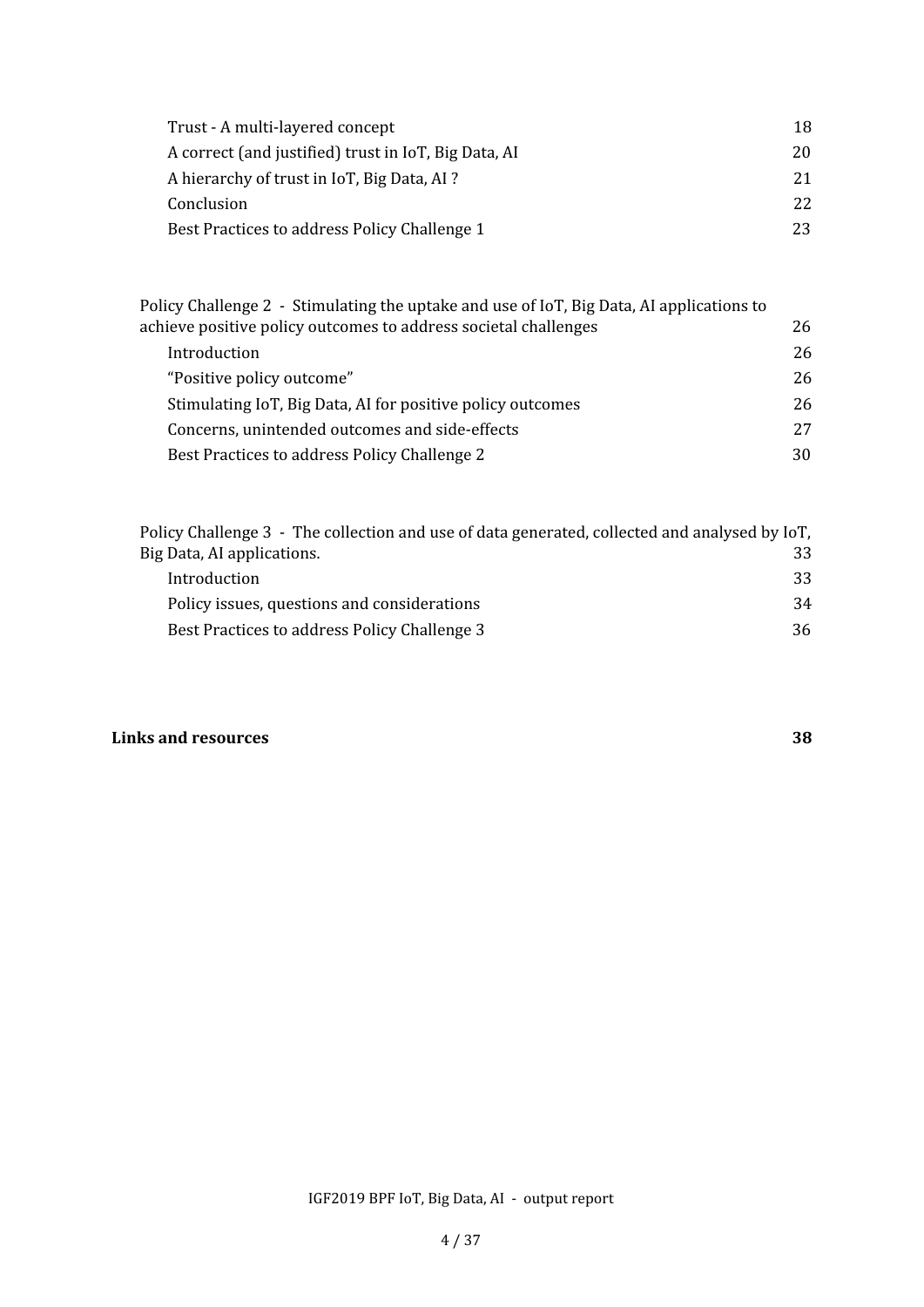Trust - A multi-layered concept 18

A correct (and justified) trust in IoT, Big Data, AI 20

A hierarchy of trust in IoT, Big Data, AI ? 21

Conclusion 22

Best Practices to address Policy Challenge 1 23

Policy Challenge 2 - Stimulating the uptake and use of IoT, Big Data, AI applications to achieve positive policy outcomes to address societal challenges 26

Introduction 26

"Positive policy outcome" 26

Stimulating IoT, Big Data, AI for positive policy outcomes 26

Concerns, unintended outcomes and side-effects 27

Best Practices to address Policy Challenge 2 30

Policy Challenge 3 - The collection and use of data generated, collected and analysed by IoT, Big Data, AI applications. 33

Introduction 33

Policy issues, questions and considerations 34

Best Practices to address Policy Challenge 3 36

**Links and resources** **38**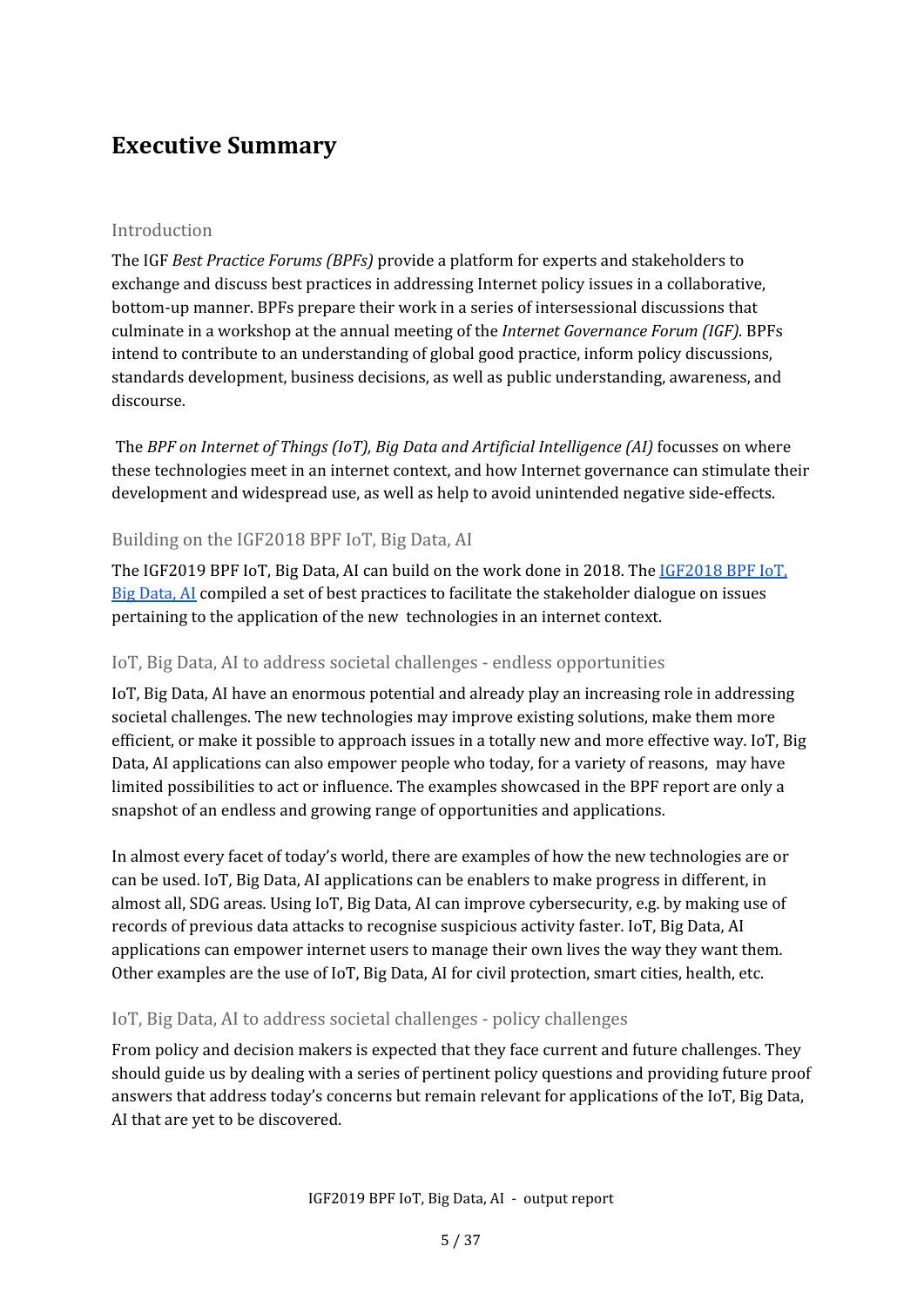# Executive Summary

## Introduction

The IGF *Best Practice Forums (BPFs)* provide a platform for experts and stakeholders to exchange and discuss best practices in addressing Internet policy issues in a collaborative, bottom-up manner. BPFs prepare their work in a series of intersessional discussions that culminate in a workshop at the annual meeting of the *Internet Governance Forum (IGF).* BPFs intend to contribute to an understanding of global good practice, inform policy discussions, standards development, business decisions, as well as public understanding, awareness, and discourse.

The *BPF on Internet of Things (IoT), Big Data and Artificial Intelligence (AI)* focusses on where these technologies meet in an internet context, and how Internet governance can stimulate their development and widespread use, as well as help to avoid unintended negative side-effects.

## Building on the IGF2018 BPF IoT, Big Data, AI

The IGF2019 BPF IoT, Big Data, AI can build on the work done in 2018. The IGF2018 BPF IoT, Big Data, AI compiled a set of best practices to facilitate the stakeholder dialogue on issues pertaining to the application of the new technologies in an internet context.

## IoT, Big Data, AI to address societal challenges - endless opportunities

IoT, Big Data, AI have an enormous potential and already play an increasing role in addressing societal challenges. The new technologies may improve existing solutions, make them more efficient, or make it possible to approach issues in a totally new and more effective way. IoT, Big Data, AI applications can also empower people who today, for a variety of reasons, may have limited possibilities to act or influence. The examples showcased in the BPF report are only a snapshot of an endless and growing range of opportunities and applications.

In almost every facet of today's world, there are examples of how the new technologies are or can be used. IoT, Big Data, AI applications can be enablers to make progress in different, in almost all, SDG areas. Using IoT, Big Data, AI can improve cybersecurity, e.g. by making use of records of previous data attacks to recognise suspicious activity faster. IoT, Big Data, AI applications can empower internet users to manage their own lives the way they want them. Other examples are the use of IoT, Big Data, AI for civil protection, smart cities, health, etc.

## IoT, Big Data, AI to address societal challenges - policy challenges

From policy and decision makers is expected that they face current and future challenges. They should guide us by dealing with a series of pertinent policy questions and providing future proof answers that address today's concerns but remain relevant for applications of the IoT, Big Data, AI that are yet to be discovered.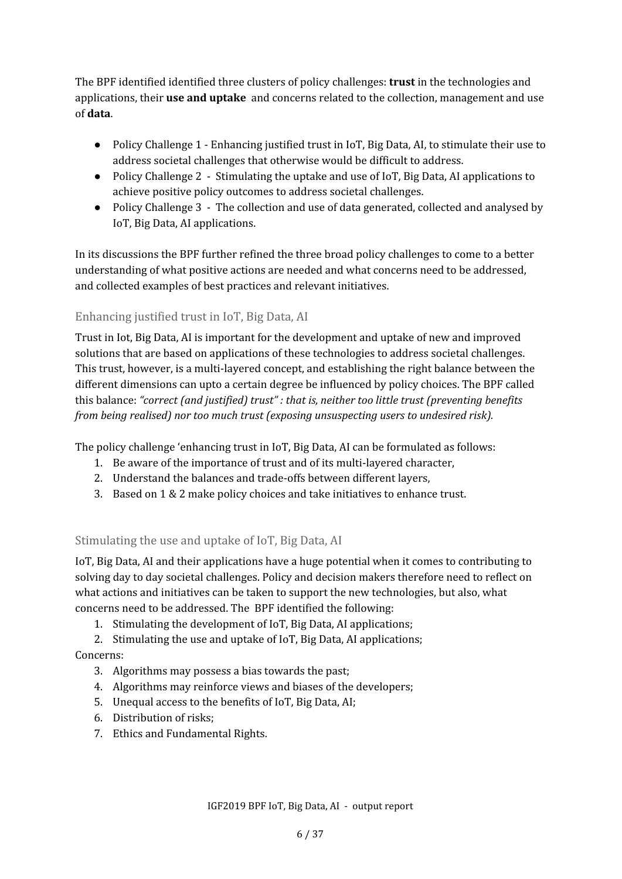The BPF identified identified three clusters of policy challenges: **trust** in the technologies and applications, their **use and uptake** and concerns related to the collection, management and use of **data**.

- Policy Challenge 1 - Enhancing justified trust in IoT, Big Data, AI, to stimulate their use to address societal challenges that otherwise would be difficult to address.
- Policy Challenge 2 - Stimulating the uptake and use of IoT, Big Data, AI applications to achieve positive policy outcomes to address societal challenges.
- Policy Challenge 3 - The collection and use of data generated, collected and analysed by IoT, Big Data, AI applications.

In its discussions the BPF further refined the three broad policy challenges to come to a better understanding of what positive actions are needed and what concerns need to be addressed, and collected examples of best practices and relevant initiatives.

### Enhancing justified trust in IoT, Big Data, AI

Trust in Iot, Big Data, AI is important for the development and uptake of new and improved solutions that are based on applications of these technologies to address societal challenges. This trust, however, is a multi-layered concept, and establishing the right balance between the different dimensions can upto a certain degree be influenced by policy choices. The BPF called this balance: *"correct (and justified) trust" : that is, neither too little trust (preventing benefits from being realised) nor too much trust (exposing unsuspecting users to undesired risk).*

The policy challenge 'enhancing trust in IoT, Big Data, AI can be formulated as follows:

1. Be aware of the importance of trust and of its multi-layered character,
2. Understand the balances and trade-offs between different layers,
3. Based on 1 & 2 make policy choices and take initiatives to enhance trust.

### Stimulating the use and uptake of IoT, Big Data, AI

IoT, Big Data, AI and their applications have a huge potential when it comes to contributing to solving day to day societal challenges. Policy and decision makers therefore need to reflect on what actions and initiatives can be taken to support the new technologies, but also, what concerns need to be addressed. The BPF identified the following:

1. Stimulating the development of IoT, Big Data, AI applications;
2. Stimulating the use and uptake of IoT, Big Data, AI applications;

Concerns:

3. Algorithms may possess a bias towards the past;
4. Algorithms may reinforce views and biases of the developers;
5. Unequal access to the benefits of IoT, Big Data, AI;
6. Distribution of risks;
7. Ethics and Fundamental Rights.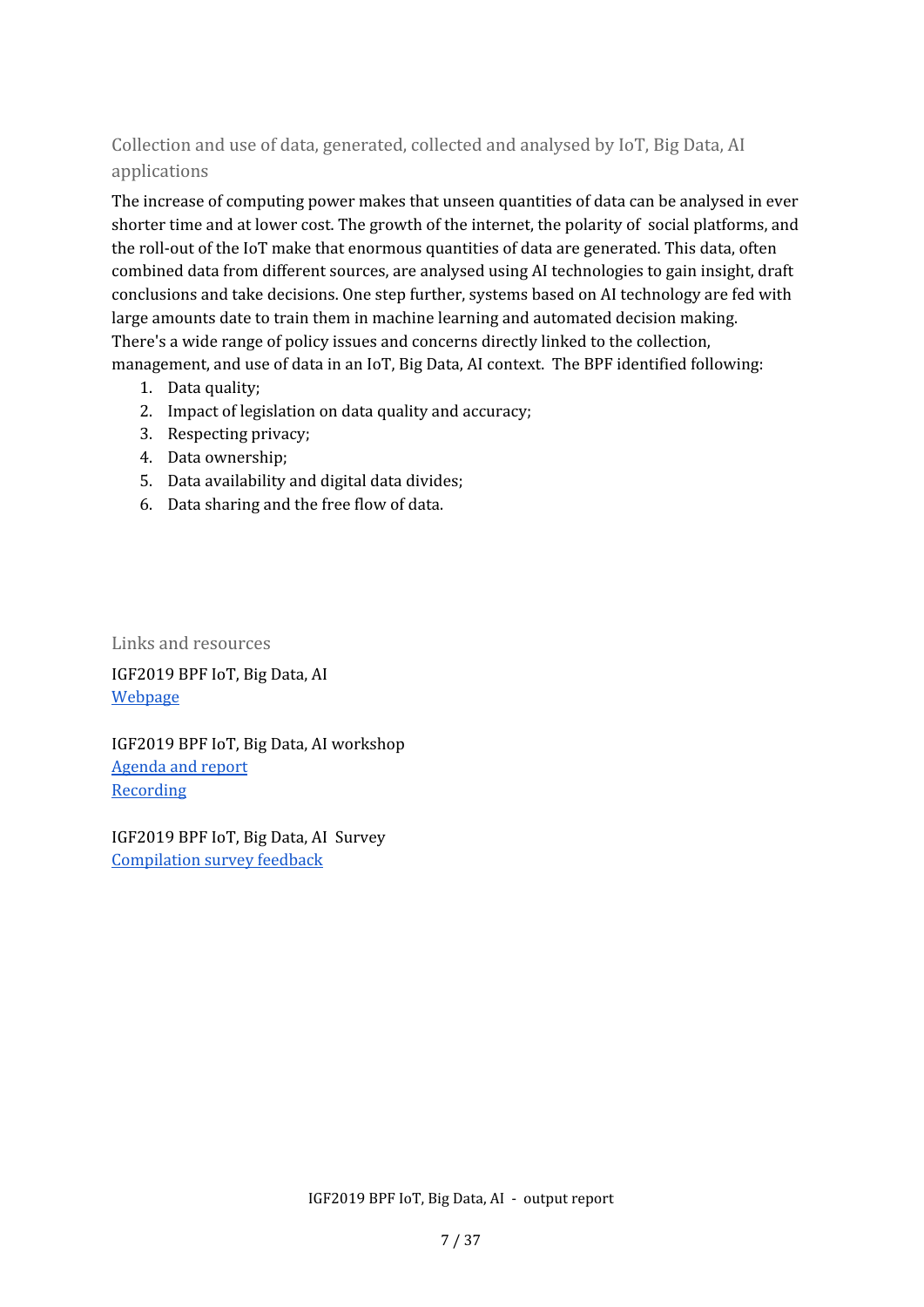## Collection and use of data, generated, collected and analysed by IoT, Big Data, AI applications

The increase of computing power makes that unseen quantities of data can be analysed in ever shorter time and at lower cost. The growth of the internet, the polarity of social platforms, and the roll-out of the IoT make that enormous quantities of data are generated. This data, often combined data from different sources, are analysed using AI technologies to gain insight, draft conclusions and take decisions. One step further, systems based on AI technology are fed with large amounts date to train them in machine learning and automated decision making.
There's a wide range of policy issues and concerns directly linked to the collection, management, and use of data in an IoT, Big Data, AI context. The BPF identified following:

1. Data quality;
2. Impact of legislation on data quality and accuracy;
3. Respecting privacy;
4. Data ownership;
5. Data availability and digital data divides;
6. Data sharing and the free flow of data.

## Links and resources

IGF2019 BPF IoT, Big Data, AI
Webpage

IGF2019 BPF IoT, Big Data, AI workshop
Agenda and report
Recording

IGF2019 BPF IoT, Big Data, AI Survey
Compilation survey feedback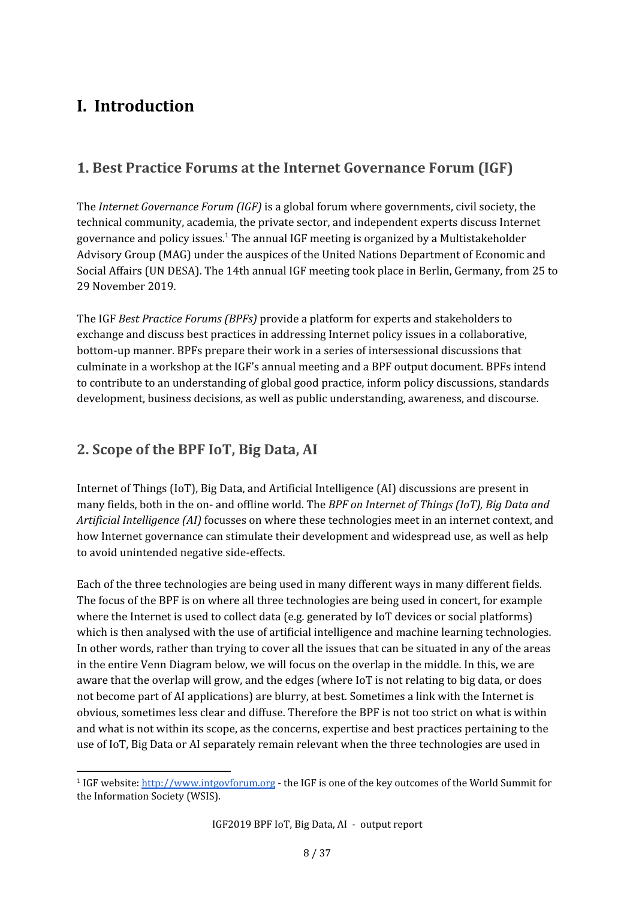# I. Introduction

## 1. Best Practice Forums at the Internet Governance Forum (IGF)

The *Internet Governance Forum (IGF)* is a global forum where governments, civil society, the technical community, academia, the private sector, and independent experts discuss Internet governance and policy issues.[1] The annual IGF meeting is organized by a Multistakeholder Advisory Group (MAG) under the auspices of the United Nations Department of Economic and Social Affairs (UN DESA). The 14th annual IGF meeting took place in Berlin, Germany, from 25 to 29 November 2019.

The IGF *Best Practice Forums (BPFs)* provide a platform for experts and stakeholders to exchange and discuss best practices in addressing Internet policy issues in a collaborative, bottom-up manner. BPFs prepare their work in a series of intersessional discussions that culminate in a workshop at the IGF's annual meeting and a BPF output document. BPFs intend to contribute to an understanding of global good practice, inform policy discussions, standards development, business decisions, as well as public understanding, awareness, and discourse.

## 2. Scope of the BPF IoT, Big Data, AI

Internet of Things (IoT), Big Data, and Artificial Intelligence (AI) discussions are present in many fields, both in the on- and offline world. The *BPF on Internet of Things (IoT), Big Data and Artificial Intelligence (AI)* focusses on where these technologies meet in an internet context, and how Internet governance can stimulate their development and widespread use, as well as help to avoid unintended negative side-effects.

Each of the three technologies are being used in many different ways in many different fields. The focus of the BPF is on where all three technologies are being used in concert, for example where the Internet is used to collect data (e.g. generated by IoT devices or social platforms) which is then analysed with the use of artificial intelligence and machine learning technologies. In other words, rather than trying to cover all the issues that can be situated in any of the areas in the entire Venn Diagram below, we will focus on the overlap in the middle. In this, we are aware that the overlap will grow, and the edges (where IoT is not relating to big data, or does not become part of AI applications) are blurry, at best. Sometimes a link with the Internet is obvious, sometimes less clear and diffuse. Therefore the BPF is not too strict on what is within and what is not within its scope, as the concerns, expertise and best practices pertaining to the use of IoT, Big Data or AI separately remain relevant when the three technologies are used in

[1] IGF website: http://www.intgovforum.org - the IGF is one of the key outcomes of the World Summit for the Information Society (WSIS).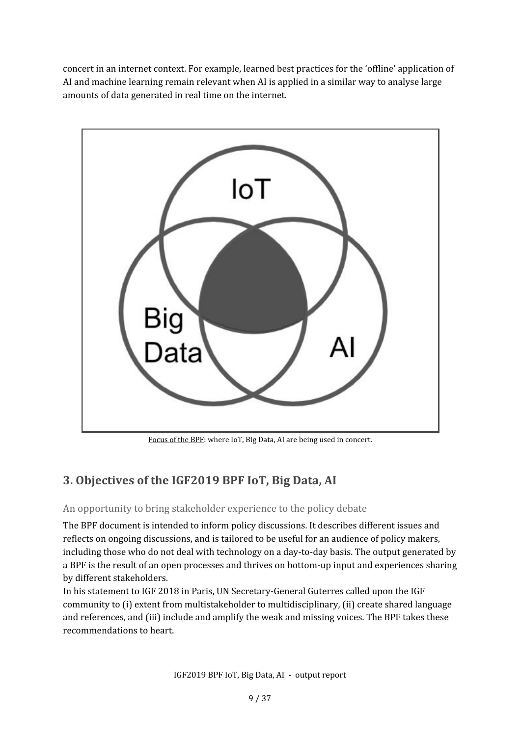concert in an internet context. For example, learned best practices for the 'offline' application of AI and machine learning remain relevant when AI is applied in a similar way to analyse large amounts of data generated in real time on the internet.

Focus of the BPF: where IoT, Big Data, AI are being used in concert.

## 3. Objectives of the IGF2019 BPF IoT, Big Data, AI

### An opportunity to bring stakeholder experience to the policy debate

The BPF document is intended to inform policy discussions. It describes different issues and reflects on ongoing discussions, and is tailored to be useful for an audience of policy makers, including those who do not deal with technology on a day-to-day basis. The output generated by a BPF is the result of an open processes and thrives on bottom-up input and experiences sharing by different stakeholders.

In his statement to IGF 2018 in Paris, UN Secretary-General Guterres called upon the IGF community to (i) extent from multistakeholder to multidisciplinary, (ii) create shared language and references, and (iii) include and amplify the weak and missing voices. The BPF takes these recommendations to heart.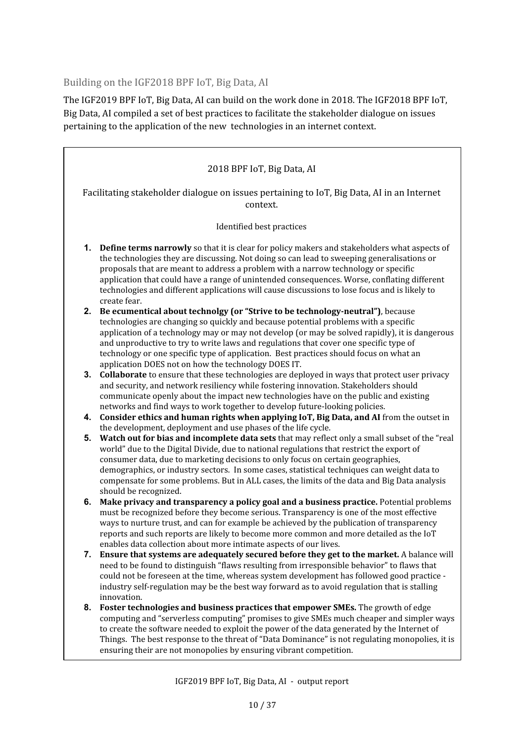## Building on the IGF2018 BPF IoT, Big Data, AI

The IGF2019 BPF IoT, Big Data, AI can build on the work done in 2018. The IGF2018 BPF IoT, Big Data, AI compiled a set of best practices to facilitate the stakeholder dialogue on issues pertaining to the application of the new technologies in an internet context.

> 2018 BPF IoT, Big Data, AI
>
> Facilitating stakeholder dialogue on issues pertaining to IoT, Big Data, AI in an Internet context.
>
> Identified best practices
>
> 1. **Define terms narrowly** so that it is clear for policy makers and stakeholders what aspects of the technologies they are discussing. Not doing so can lead to sweeping generalisations or proposals that are meant to address a problem with a narrow technology or specific application that could have a range of unintended consequences. Worse, conflating different technologies and different applications will cause discussions to lose focus and is likely to create fear.
> 2. **Be ecumentical about technolgy (or "Strive to be technology-neutral")**, because technologies are changing so quickly and because potential problems with a specific application of a technology may or may not develop (or may be solved rapidly), it is dangerous and unproductive to try to write laws and regulations that cover one specific type of technology or one specific type of application. Best practices should focus on what an application DOES not on how the technology DOES IT.
> 3. **Collaborate** to ensure that these technologies are deployed in ways that protect user privacy and security, and network resiliency while fostering innovation. Stakeholders should communicate openly about the impact new technologies have on the public and existing networks and find ways to work together to develop future-looking policies.
> 4. **Consider ethics and human rights when applying IoT, Big Data, and AI** from the outset in the development, deployment and use phases of the life cycle.
> 5. **Watch out for bias and incomplete data sets** that may reflect only a small subset of the "real world" due to the Digital Divide, due to national regulations that restrict the export of consumer data, due to marketing decisions to only focus on certain geographies, demographics, or industry sectors. In some cases, statistical techniques can weight data to compensate for some problems. But in ALL cases, the limits of the data and Big Data analysis should be recognized.
> 6. **Make privacy and transparency a policy goal and a business practice.** Potential problems must be recognized before they become serious. Transparency is one of the most effective ways to nurture trust, and can for example be achieved by the publication of transparency reports and such reports are likely to become more common and more detailed as the IoT enables data collection about more intimate aspects of our lives.
> 7. **Ensure that systems are adequately secured before they get to the market.** A balance will need to be found to distinguish "flaws resulting from irresponsible behavior" to flaws that could not be foreseen at the time, whereas system development has followed good practice - industry self-regulation may be the best way forward as to avoid regulation that is stalling innovation.
> 8. **Foster technologies and business practices that empower SMEs.** The growth of edge computing and "serverless computing" promises to give SMEs much cheaper and simpler ways to create the software needed to exploit the power of the data generated by the Internet of Things. The best response to the threat of "Data Dominance" is not regulating monopolies, it is ensuring their are not monopolies by ensuring vibrant competition.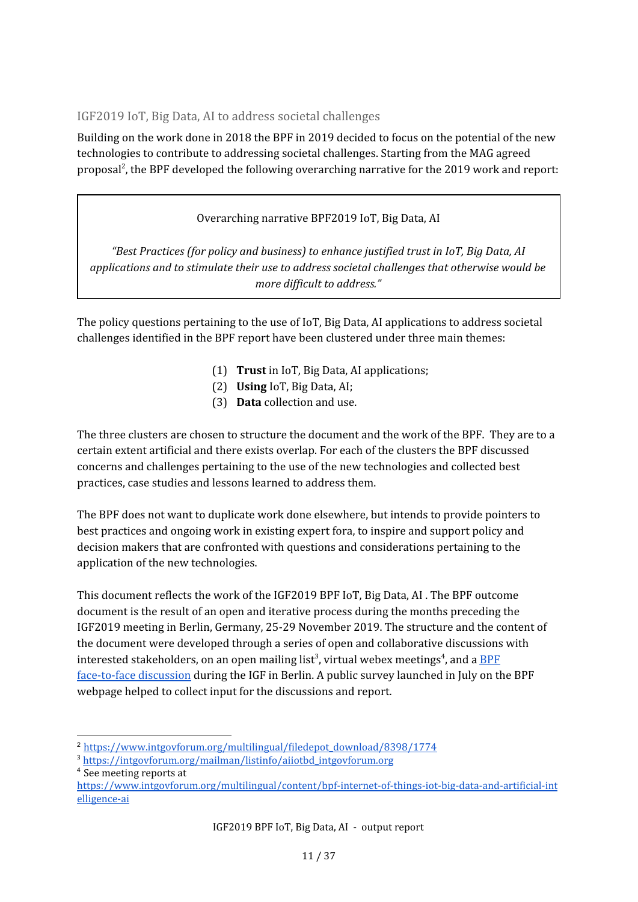## IGF2019 IoT, Big Data, AI to address societal challenges

Building on the work done in 2018 the BPF in 2019 decided to focus on the potential of the new technologies to contribute to addressing societal challenges. Starting from the MAG agreed proposal[2], the BPF developed the following overarching narrative for the 2019 work and report:

> Overarching narrative BPF2019 IoT, Big Data, AI
>
> *"Best Practices (for policy and business) to enhance justified trust in IoT, Big Data, AI applications and to stimulate their use to address societal challenges that otherwise would be more difficult to address."*

The policy questions pertaining to the use of IoT, Big Data, AI applications to address societal challenges identified in the BPF report have been clustered under three main themes:

(1) **Trust** in IoT, Big Data, AI applications;
(2) **Using** IoT, Big Data, AI;
(3) **Data** collection and use.

The three clusters are chosen to structure the document and the work of the BPF. They are to a certain extent artificial and there exists overlap. For each of the clusters the BPF discussed concerns and challenges pertaining to the use of the new technologies and collected best practices, case studies and lessons learned to address them.

The BPF does not want to duplicate work done elsewhere, but intends to provide pointers to best practices and ongoing work in existing expert fora, to inspire and support policy and decision makers that are confronted with questions and considerations pertaining to the application of the new technologies.

This document reflects the work of the IGF2019 BPF IoT, Big Data, AI . The BPF outcome document is the result of an open and iterative process during the months preceding the IGF2019 meeting in Berlin, Germany, 25-29 November 2019. The structure and the content of the document were developed through a series of open and collaborative discussions with interested stakeholders, on an open mailing list[3], virtual webex meetings[4], and a BPF face-to-face discussion during the IGF in Berlin. A public survey launched in July on the BPF webpage helped to collect input for the discussions and report.

---

[2] https://www.intgovforum.org/multilingual/filedepot_download/8398/1774

[3] https://intgovforum.org/mailman/listinfo/aiiotbd_intgovforum.org

[4] See meeting reports at https://www.intgovforum.org/multilingual/content/bpf-internet-of-things-iot-big-data-and-artificial-intelligence-ai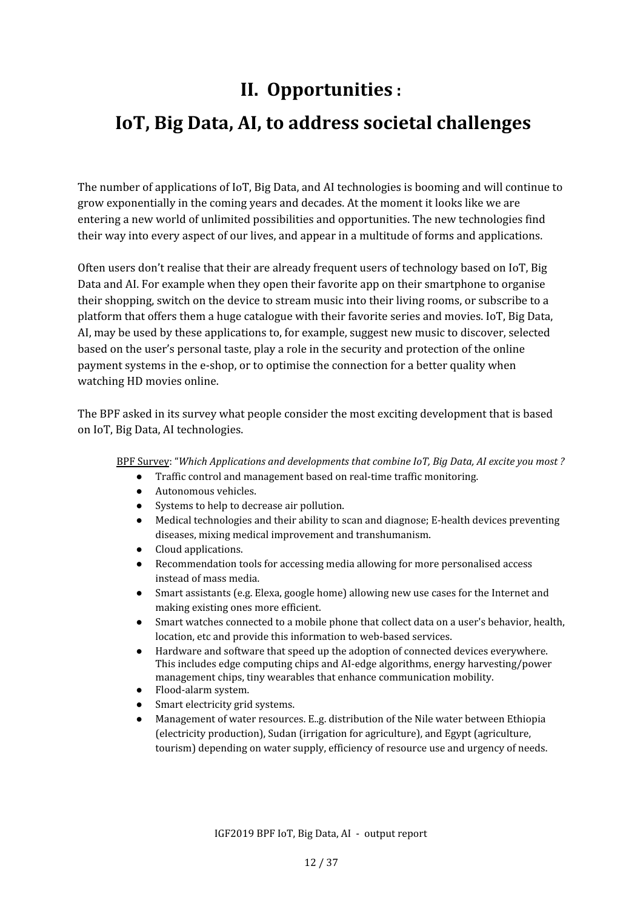# II. Opportunities :

# IoT, Big Data, AI, to address societal challenges

The number of applications of IoT, Big Data, and AI technologies is booming and will continue to grow exponentially in the coming years and decades. At the moment it looks like we are entering a new world of unlimited possibilities and opportunities. The new technologies find their way into every aspect of our lives, and appear in a multitude of forms and applications.

Often users don't realise that their are already frequent users of technology based on IoT, Big Data and AI. For example when they open their favorite app on their smartphone to organise their shopping, switch on the device to stream music into their living rooms, or subscribe to a platform that offers them a huge catalogue with their favorite series and movies. IoT, Big Data, AI, may be used by these applications to, for example, suggest new music to discover, selected based on the user's personal taste, play a role in the security and protection of the online payment systems in the e-shop, or to optimise the connection for a better quality when watching HD movies online.

The BPF asked in its survey what people consider the most exciting development that is based on IoT, Big Data, AI technologies.

BPF Survey: "*Which Applications and developments that combine IoT, Big Data, AI excite you most ?*

- Traffic control and management based on real-time traffic monitoring.
- Autonomous vehicles.
- Systems to help to decrease air pollution.
- Medical technologies and their ability to scan and diagnose; E-health devices preventing diseases, mixing medical improvement and transhumanism.
- Cloud applications.
- Recommendation tools for accessing media allowing for more personalised access instead of mass media.
- Smart assistants (e.g. Elexa, google home) allowing new use cases for the Internet and making existing ones more efficient.
- Smart watches connected to a mobile phone that collect data on a user's behavior, health, location, etc and provide this information to web-based services.
- Hardware and software that speed up the adoption of connected devices everywhere. This includes edge computing chips and AI-edge algorithms, energy harvesting/power management chips, tiny wearables that enhance communication mobility.
- Flood-alarm system.
- Smart electricity grid systems.
- Management of water resources. E..g. distribution of the Nile water between Ethiopia (electricity production), Sudan (irrigation for agriculture), and Egypt (agriculture, tourism) depending on water supply, efficiency of resource use and urgency of needs.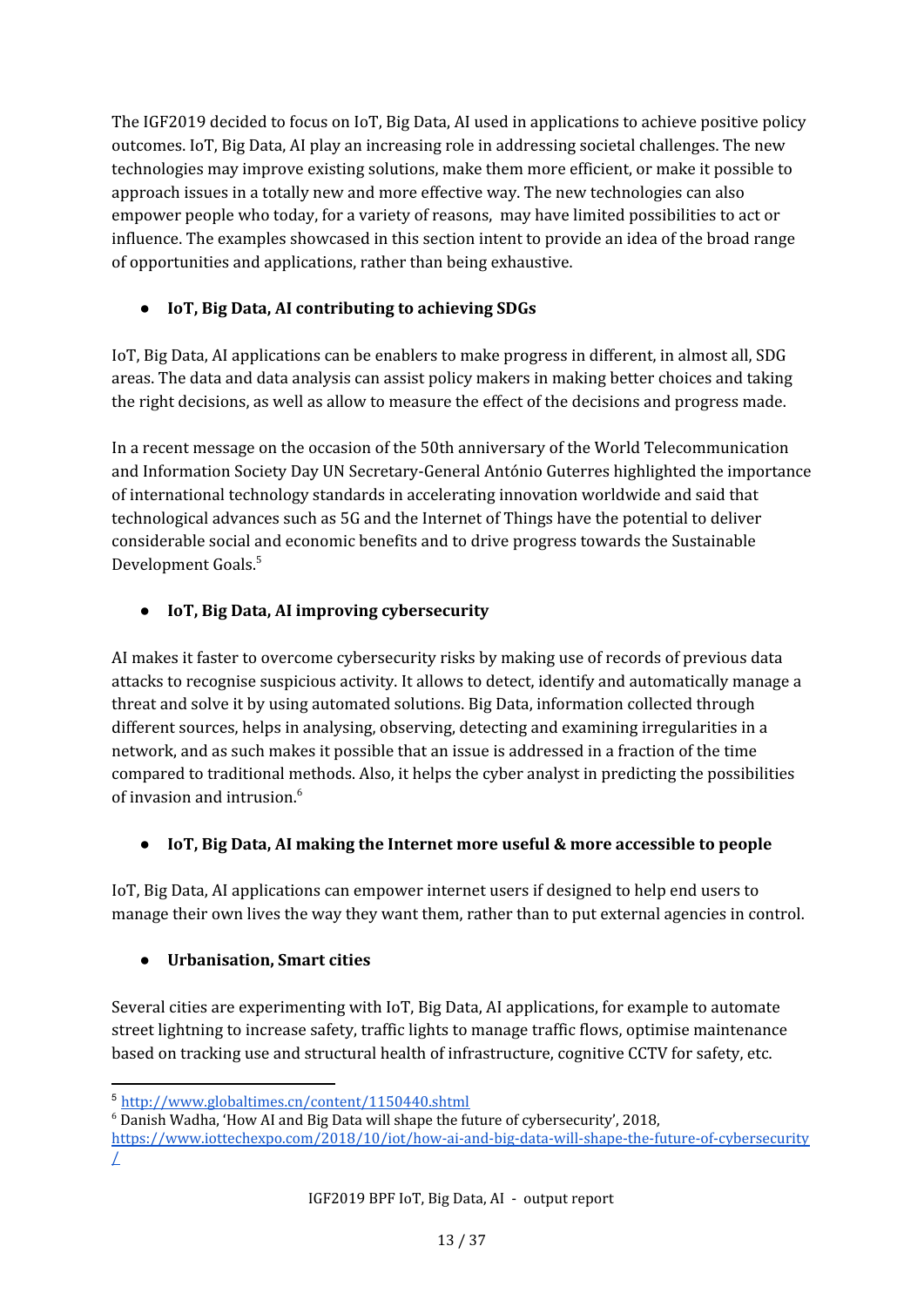The IGF2019 decided to focus on IoT, Big Data, AI used in applications to achieve positive policy outcomes. IoT, Big Data, AI play an increasing role in addressing societal challenges. The new technologies may improve existing solutions, make them more efficient, or make it possible to approach issues in a totally new and more effective way. The new technologies can also empower people who today, for a variety of reasons, may have limited possibilities to act or influence. The examples showcased in this section intent to provide an idea of the broad range of opportunities and applications, rather than being exhaustive.

- **IoT, Big Data, AI contributing to achieving SDGs**

IoT, Big Data, AI applications can be enablers to make progress in different, in almost all, SDG areas. The data and data analysis can assist policy makers in making better choices and taking the right decisions, as well as allow to measure the effect of the decisions and progress made.

In a recent message on the occasion of the 50th anniversary of the World Telecommunication and Information Society Day UN Secretary-General António Guterres highlighted the importance of international technology standards in accelerating innovation worldwide and said that technological advances such as 5G and the Internet of Things have the potential to deliver considerable social and economic benefits and to drive progress towards the Sustainable Development Goals.[5]

- **IoT, Big Data, AI improving cybersecurity**

AI makes it faster to overcome cybersecurity risks by making use of records of previous data attacks to recognise suspicious activity. It allows to detect, identify and automatically manage a threat and solve it by using automated solutions. Big Data, information collected through different sources, helps in analysing, observing, detecting and examining irregularities in a network, and as such makes it possible that an issue is addressed in a fraction of the time compared to traditional methods. Also, it helps the cyber analyst in predicting the possibilities of invasion and intrusion.[6]

- **IoT, Big Data, AI making the Internet more useful & more accessible to people**

IoT, Big Data, AI applications can empower internet users if designed to help end users to manage their own lives the way they want them, rather than to put external agencies in control.

- **Urbanisation, Smart cities**

Several cities are experimenting with IoT, Big Data, AI applications, for example to automate street lightning to increase safety, traffic lights to manage traffic flows, optimise maintenance based on tracking use and structural health of infrastructure, cognitive CCTV for safety, etc.

---

[5] http://www.globaltimes.cn/content/1150440.shtml

[6] Danish Wadha, 'How AI and Big Data will shape the future of cybersecurity', 2018, https://www.iottechexpo.com/2018/10/iot/how-ai-and-big-data-will-shape-the-future-of-cybersecurity/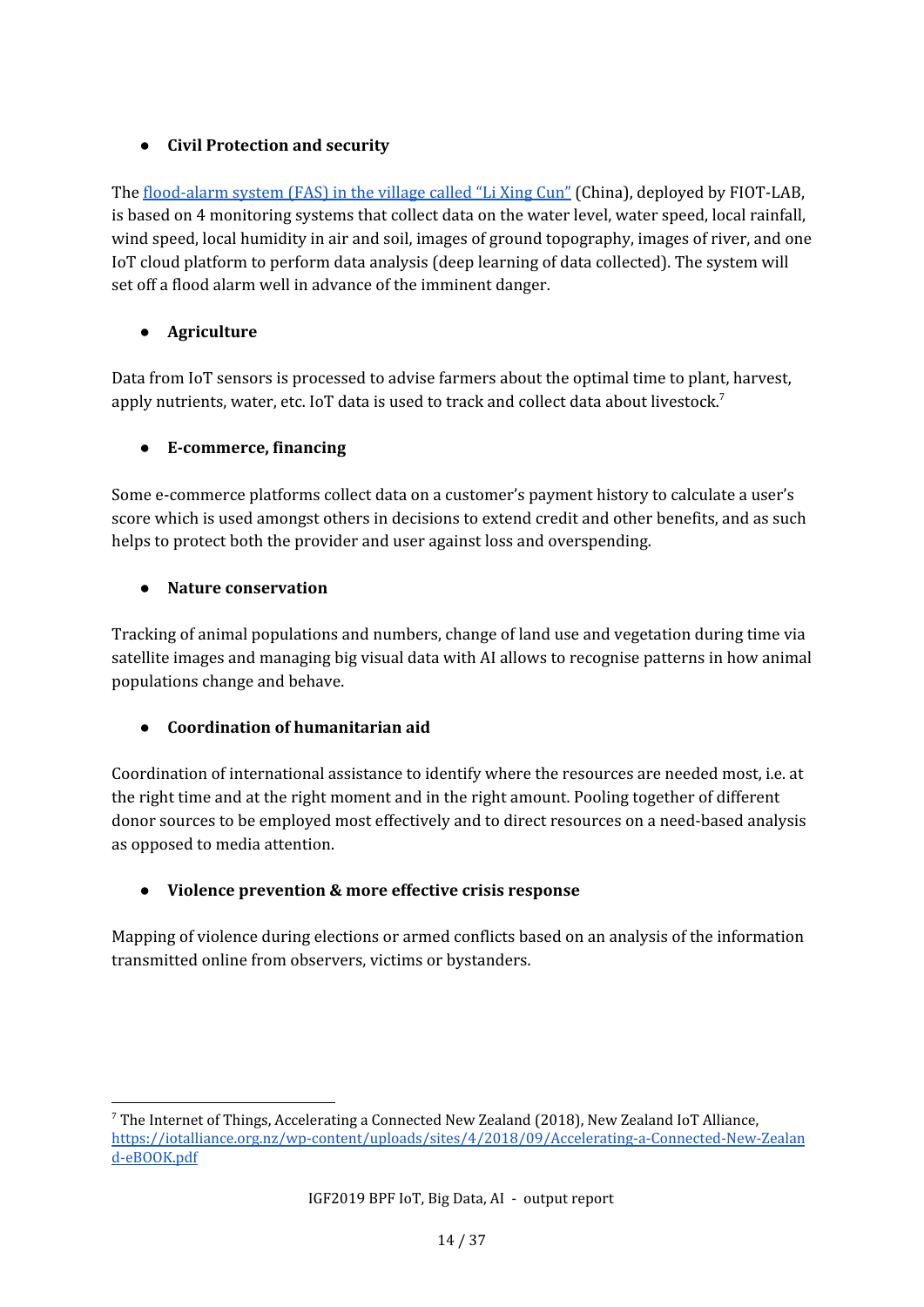- **Civil Protection and security**

The [flood-alarm system (FAS) in the village called "Li Xing Cun"](#) (China), deployed by FIOT-LAB, is based on 4 monitoring systems that collect data on the water level, water speed, local rainfall, wind speed, local humidity in air and soil, images of ground topography, images of river, and one IoT cloud platform to perform data analysis (deep learning of data collected). The system will set off a flood alarm well in advance of the imminent danger.

- **Agriculture**

Data from IoT sensors is processed to advise farmers about the optimal time to plant, harvest, apply nutrients, water, etc. IoT data is used to track and collect data about livestock.[7]

- **E-commerce, financing**

Some e-commerce platforms collect data on a customer's payment history to calculate a user's score which is used amongst others in decisions to extend credit and other benefits, and as such helps to protect both the provider and user against loss and overspending.

- **Nature conservation**

Tracking of animal populations and numbers, change of land use and vegetation during time via satellite images and managing big visual data with AI allows to recognise patterns in how animal populations change and behave.

- **Coordination of humanitarian aid**

Coordination of international assistance to identify where the resources are needed most, i.e. at the right time and at the right moment and in the right amount. Pooling together of different donor sources to be employed most effectively and to direct resources on a need-based analysis as opposed to media attention.

- **Violence prevention & more effective crisis response**

Mapping of violence during elections or armed conflicts based on an analysis of the information transmitted online from observers, victims or bystanders.

---

[7] The Internet of Things, Accelerating a Connected New Zealand (2018), New Zealand IoT Alliance, https://iotalliance.org.nz/wp-content/uploads/sites/4/2018/09/Accelerating-a-Connected-New-Zealand-eBOOK.pdf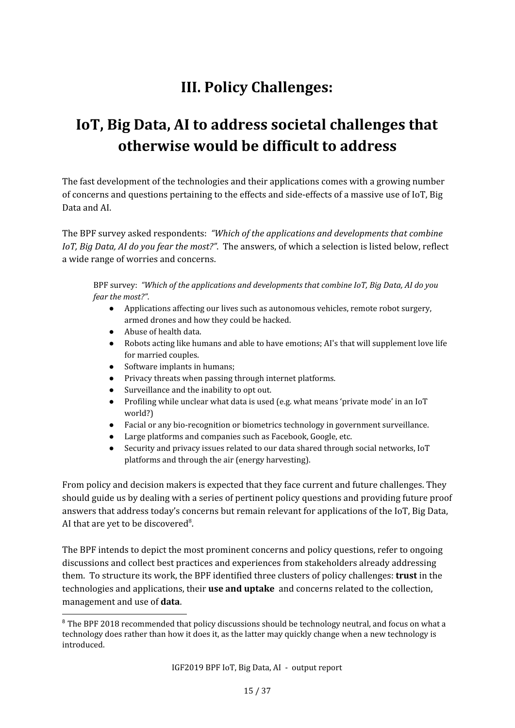# III. Policy Challenges:

# IoT, Big Data, AI to address societal challenges that otherwise would be difficult to address

The fast development of the technologies and their applications comes with a growing number of concerns and questions pertaining to the effects and side-effects of a massive use of IoT, Big Data and AI.

The BPF survey asked respondents: *"Which of the applications and developments that combine IoT, Big Data, AI do you fear the most?"*. The answers, of which a selection is listed below, reflect a wide range of worries and concerns.

> BPF survey: *"Which of the applications and developments that combine IoT, Big Data, AI do you fear the most?"*.
>
> - Applications affecting our lives such as autonomous vehicles, remote robot surgery, armed drones and how they could be hacked.
> - Abuse of health data.
> - Robots acting like humans and able to have emotions; AI's that will supplement love life for married couples.
> - Software implants in humans;
> - Privacy threats when passing through internet platforms.
> - Surveillance and the inability to opt out.
> - Profiling while unclear what data is used (e.g. what means 'private mode' in an IoT world?)
> - Facial or any bio-recognition or biometrics technology in government surveillance.
> - Large platforms and companies such as Facebook, Google, etc.
> - Security and privacy issues related to our data shared through social networks, IoT platforms and through the air (energy harvesting).

From policy and decision makers is expected that they face current and future challenges. They should guide us by dealing with a series of pertinent policy questions and providing future proof answers that address today's concerns but remain relevant for applications of the IoT, Big Data, AI that are yet to be discovered[8].

The BPF intends to depict the most prominent concerns and policy questions, refer to ongoing discussions and collect best practices and experiences from stakeholders already addressing them. To structure its work, the BPF identified three clusters of policy challenges: **trust** in the technologies and applications, their **use and uptake** and concerns related to the collection, management and use of **data**.

[8] The BPF 2018 recommended that policy discussions should be technology neutral, and focus on what a technology does rather than how it does it, as the latter may quickly change when a new technology is introduced.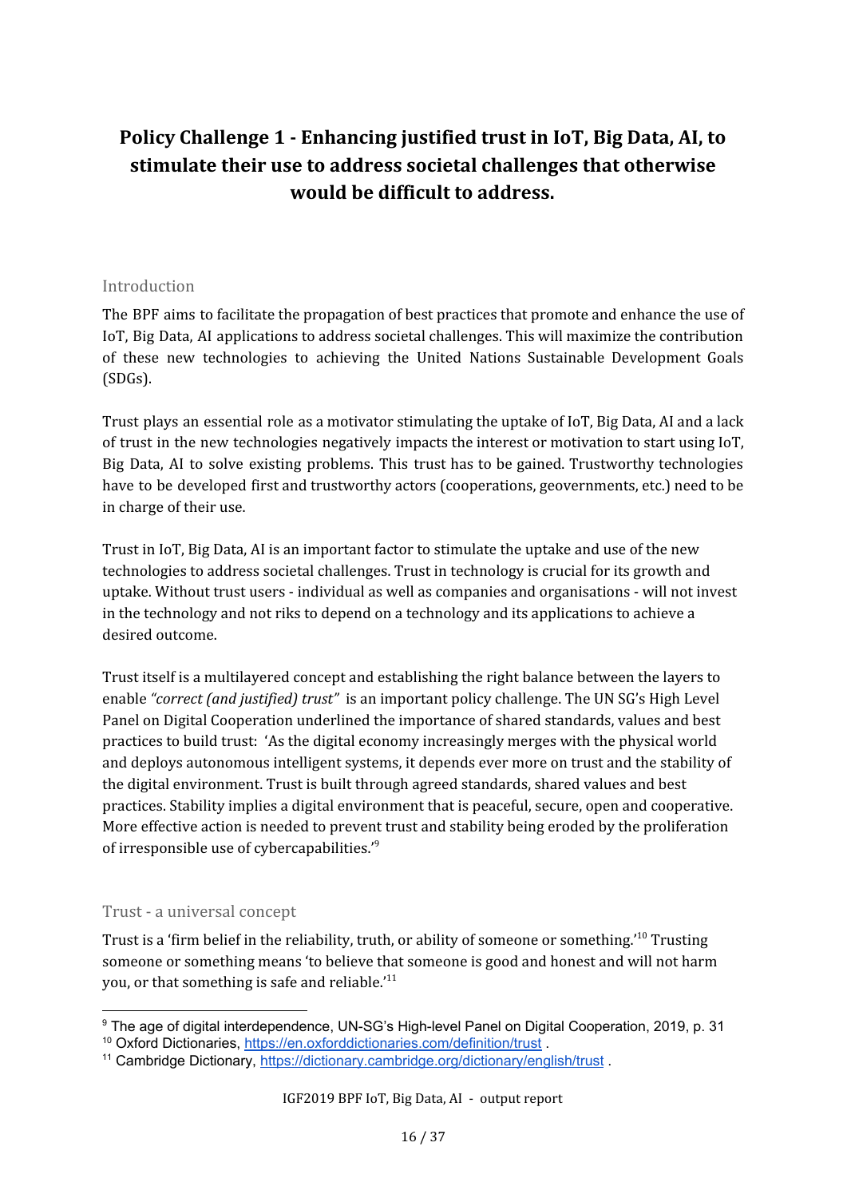# Policy Challenge 1 - Enhancing justified trust in IoT, Big Data, AI, to stimulate their use to address societal challenges that otherwise would be difficult to address.

## Introduction

The BPF aims to facilitate the propagation of best practices that promote and enhance the use of IoT, Big Data, AI applications to address societal challenges. This will maximize the contribution of these new technologies to achieving the United Nations Sustainable Development Goals (SDGs).

Trust plays an essential role as a motivator stimulating the uptake of IoT, Big Data, AI and a lack of trust in the new technologies negatively impacts the interest or motivation to start using IoT, Big Data, AI to solve existing problems. This trust has to be gained. Trustworthy technologies have to be developed first and trustworthy actors (cooperations, geovernments, etc.) need to be in charge of their use.

Trust in IoT, Big Data, AI is an important factor to stimulate the uptake and use of the new technologies to address societal challenges. Trust in technology is crucial for its growth and uptake. Without trust users - individual as well as companies and organisations - will not invest in the technology and not riks to depend on a technology and its applications to achieve a desired outcome.

Trust itself is a multilayered concept and establishing the right balance between the layers to enable *"correct (and justified) trust"* is an important policy challenge. The UN SG's High Level Panel on Digital Cooperation underlined the importance of shared standards, values and best practices to build trust: 'As the digital economy increasingly merges with the physical world and deploys autonomous intelligent systems, it depends ever more on trust and the stability of the digital environment. Trust is built through agreed standards, shared values and best practices. Stability implies a digital environment that is peaceful, secure, open and cooperative. More effective action is needed to prevent trust and stability being eroded by the proliferation of irresponsible use of cybercapabilities.'[9]

## Trust - a universal concept

Trust is a 'firm belief in the reliability, truth, or ability of someone or something.'[10] Trusting someone or something means 'to believe that someone is good and honest and will not harm you, or that something is safe and reliable.'[11]

---

[9] The age of digital interdependence, UN-SG's High-level Panel on Digital Cooperation, 2019, p. 31

[10] Oxford Dictionaries, https://en.oxforddictionaries.com/definition/trust .

[11] Cambridge Dictionary, https://dictionary.cambridge.org/dictionary/english/trust .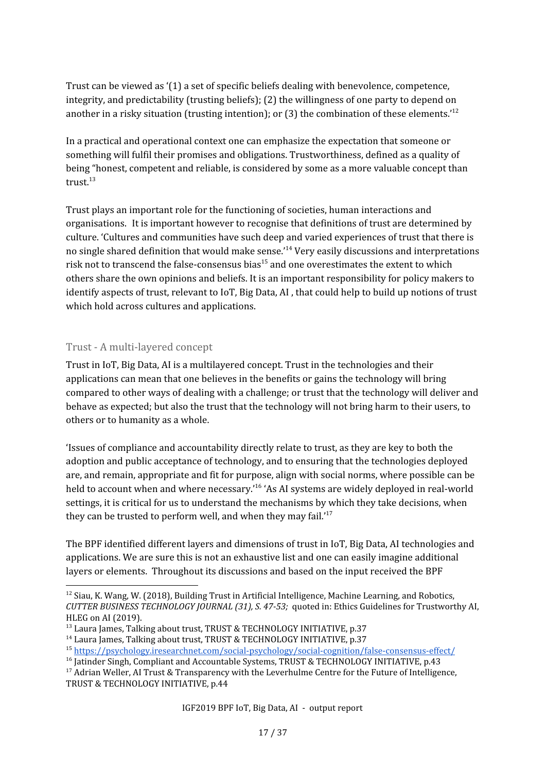Trust can be viewed as '(1) a set of specific beliefs dealing with benevolence, competence, integrity, and predictability (trusting beliefs); (2) the willingness of one party to depend on another in a risky situation (trusting intention); or (3) the combination of these elements.'[12]

In a practical and operational context one can emphasize the expectation that someone or something will fulfil their promises and obligations. Trustworthiness, defined as a quality of being "honest, competent and reliable, is considered by some as a more valuable concept than trust.[13]

Trust plays an important role for the functioning of societies, human interactions and organisations. It is important however to recognise that definitions of trust are determined by culture. 'Cultures and communities have such deep and varied experiences of trust that there is no single shared definition that would make sense.'[14] Very easily discussions and interpretations risk not to transcend the false-consensus bias[15] and one overestimates the extent to which others share the own opinions and beliefs. It is an important responsibility for policy makers to identify aspects of trust, relevant to IoT, Big Data, AI , that could help to build up notions of trust which hold across cultures and applications.

## Trust - A multi-layered concept

Trust in IoT, Big Data, AI is a multilayered concept. Trust in the technologies and their applications can mean that one believes in the benefits or gains the technology will bring compared to other ways of dealing with a challenge; or trust that the technology will deliver and behave as expected; but also the trust that the technology will not bring harm to their users, to others or to humanity as a whole.

'Issues of compliance and accountability directly relate to trust, as they are key to both the adoption and public acceptance of technology, and to ensuring that the technologies deployed are, and remain, appropriate and fit for purpose, align with social norms, where possible can be held to account when and where necessary.'[16] 'As AI systems are widely deployed in real-world settings, it is critical for us to understand the mechanisms by which they take decisions, when they can be trusted to perform well, and when they may fail.'[17]

The BPF identified different layers and dimensions of trust in IoT, Big Data, AI technologies and applications. We are sure this is not an exhaustive list and one can easily imagine additional layers or elements. Throughout its discussions and based on the input received the BPF

---

[12] Siau, K. Wang, W. (2018), Building Trust in Artificial Intelligence, Machine Learning, and Robotics, *CUTTER BUSINESS TECHNOLOGY JOURNAL (31), S. 47-53;* quoted in: Ethics Guidelines for Trustworthy AI, HLEG on AI (2019).

[13] Laura James, Talking about trust, TRUST & TECHNOLOGY INITIATIVE, p.37

[14] Laura James, Talking about trust, TRUST & TECHNOLOGY INITIATIVE, p.37

[15] https://psychology.iresearchnet.com/social-psychology/social-cognition/false-consensus-effect/

[16] Jatinder Singh, Compliant and Accountable Systems, TRUST & TECHNOLOGY INITIATIVE, p.43

[17] Adrian Weller, AI Trust & Transparency with the Leverhulme Centre for the Future of Intelligence, TRUST & TECHNOLOGY INITIATIVE, p.44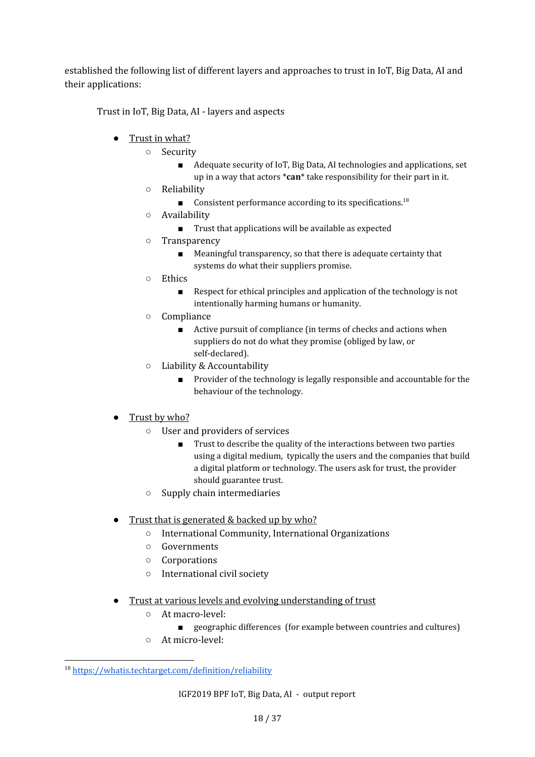established the following list of different layers and approaches to trust in IoT, Big Data, AI and their applications:

Trust in IoT, Big Data, AI - layers and aspects

- Trust in what?
  - Security
    - Adequate security of IoT, Big Data, AI technologies and applications, set up in a way that actors ***can*** take responsibility for their part in it.
  - Reliability
    - Consistent performance according to its specifications.[18]
  - Availability
    - Trust that applications will be available as expected
  - Transparency
    - Meaningful transparency, so that there is adequate certainty that systems do what their suppliers promise.
  - Ethics
    - Respect for ethical principles and application of the technology is not intentionally harming humans or humanity.
  - Compliance
    - Active pursuit of compliance (in terms of checks and actions when suppliers do not do what they promise (obliged by law, or self-declared).
  - Liability & Accountability
    - Provider of the technology is legally responsible and accountable for the behaviour of the technology.

- Trust by who?
  - User and providers of services
    - Trust to describe the quality of the interactions between two parties using a digital medium, typically the users and the companies that build a digital platform or technology. The users ask for trust, the provider should guarantee trust.
  - Supply chain intermediaries

- Trust that is generated & backed up by who?
  - International Community, International Organizations
  - Governments
  - Corporations
  - International civil society

- Trust at various levels and evolving understanding of trust
  - At macro-level:
    - geographic differences (for example between countries and cultures)
  - At micro-level:

[18] https://whatis.techtarget.com/definition/reliability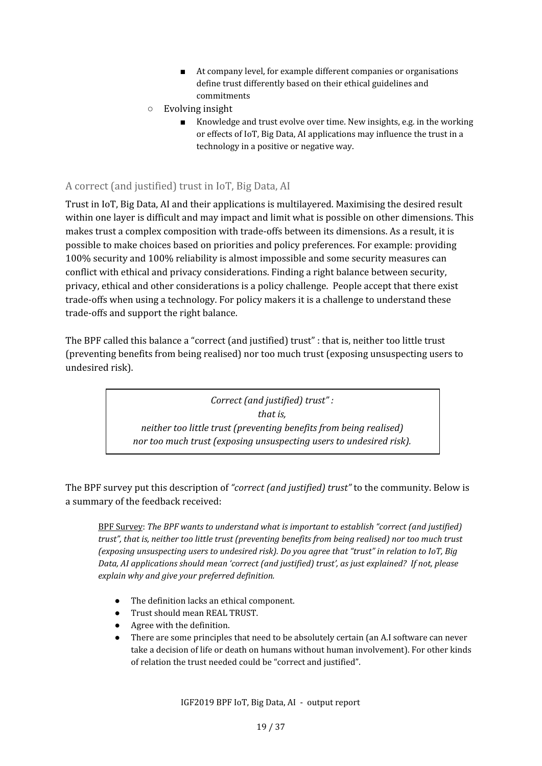- At company level, for example different companies or organisations define trust differently based on their ethical guidelines and commitments
    - Evolving insight
        - Knowledge and trust evolve over time. New insights, e.g. in the working or effects of IoT, Big Data, AI applications may influence the trust in a technology in a positive or negative way.

### A correct (and justified) trust in IoT, Big Data, AI

Trust in IoT, Big Data, AI and their applications is multilayered. Maximising the desired result within one layer is difficult and may impact and limit what is possible on other dimensions. This makes trust a complex composition with trade-offs between its dimensions. As a result, it is possible to make choices based on priorities and policy preferences. For example: providing 100% security and 100% reliability is almost impossible and some security measures can conflict with ethical and privacy considerations. Finding a right balance between security, privacy, ethical and other considerations is a policy challenge. People accept that there exist trade-offs when using a technology. For policy makers it is a challenge to understand these trade-offs and support the right balance.

The BPF called this balance a "correct (and justified) trust" : that is, neither too little trust (preventing benefits from being realised) nor too much trust (exposing unsuspecting users to undesired risk).

> *Correct (and justified) trust" :*
> *that is,*
> *neither too little trust (preventing benefits from being realised)*
> *nor too much trust (exposing unsuspecting users to undesired risk).*

The BPF survey put this description of *"correct (and justified) trust"* to the community. Below is a summary of the feedback received:

> BPF Survey: *The BPF wants to understand what is important to establish "correct (and justified) trust", that is, neither too little trust (preventing benefits from being realised) nor too much trust (exposing unsuspecting users to undesired risk). Do you agree that "trust" in relation to IoT, Big Data, AI applications should mean 'correct (and justified) trust', as just explained? If not, please explain why and give your preferred definition.*
>
> - The definition lacks an ethical component.
> - Trust should mean REAL TRUST.
> - Agree with the definition.
> - There are some principles that need to be absolutely certain (an A.I software can never take a decision of life or death on humans without human involvement). For other kinds of relation the trust needed could be "correct and justified".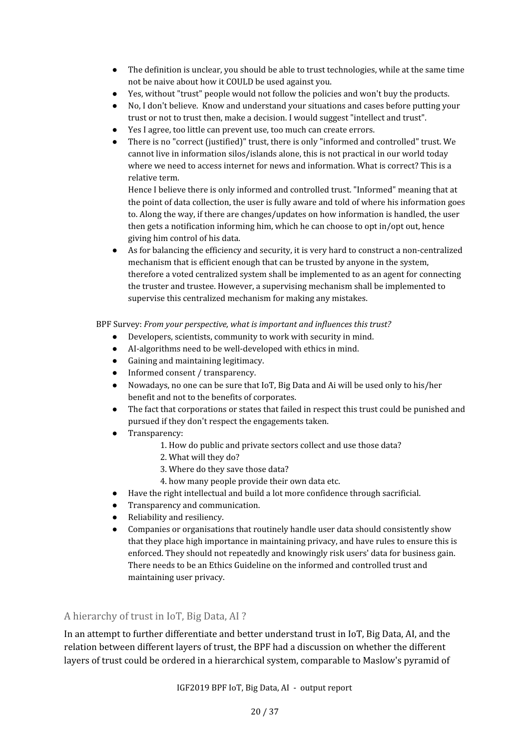- The definition is unclear, you should be able to trust technologies, while at the same time not be naive about how it COULD be used against you.
- Yes, without "trust" people would not follow the policies and won't buy the products.
- No, I don't believe. Know and understand your situations and cases before putting your trust or not to trust then, make a decision. I would suggest "intellect and trust".
- Yes I agree, too little can prevent use, too much can create errors.
- There is no "correct (justified)" trust, there is only "informed and controlled" trust. We cannot live in information silos/islands alone, this is not practical in our world today where we need to access internet for news and information. What is correct? This is a relative term.

  Hence I believe there is only informed and controlled trust. "Informed" meaning that at the point of data collection, the user is fully aware and told of where his information goes to. Along the way, if there are changes/updates on how information is handled, the user then gets a notification informing him, which he can choose to opt in/opt out, hence giving him control of his data.
- As for balancing the efficiency and security, it is very hard to construct a non-centralized mechanism that is efficient enough that can be trusted by anyone in the system, therefore a voted centralized system shall be implemented to as an agent for connecting the truster and trustee. However, a supervising mechanism shall be implemented to supervise this centralized mechanism for making any mistakes.

BPF Survey: *From your perspective, what is important and influences this trust?*

- Developers, scientists, community to work with security in mind.
- AI-algorithms need to be well-developed with ethics in mind.
- Gaining and maintaining legitimacy.
- Informed consent / transparency.
- Nowadays, no one can be sure that IoT, Big Data and Ai will be used only to his/her benefit and not to the benefits of corporates.
- The fact that corporations or states that failed in respect this trust could be punished and pursued if they don't respect the engagements taken.
- Transparency:
  1. How do public and private sectors collect and use those data?
  2. What will they do?
  3. Where do they save those data?
  4. how many people provide their own data etc.
- Have the right intellectual and build a lot more confidence through sacrificial.
- Transparency and communication.
- Reliability and resiliency.
- Companies or organisations that routinely handle user data should consistently show that they place high importance in maintaining privacy, and have rules to ensure this is enforced. They should not repeatedly and knowingly risk users' data for business gain. There needs to be an Ethics Guideline on the informed and controlled trust and maintaining user privacy.

## A hierarchy of trust in IoT, Big Data, AI ?

In an attempt to further differentiate and better understand trust in IoT, Big Data, AI, and the relation between different layers of trust, the BPF had a discussion on whether the different layers of trust could be ordered in a hierarchical system, comparable to Maslow's pyramid of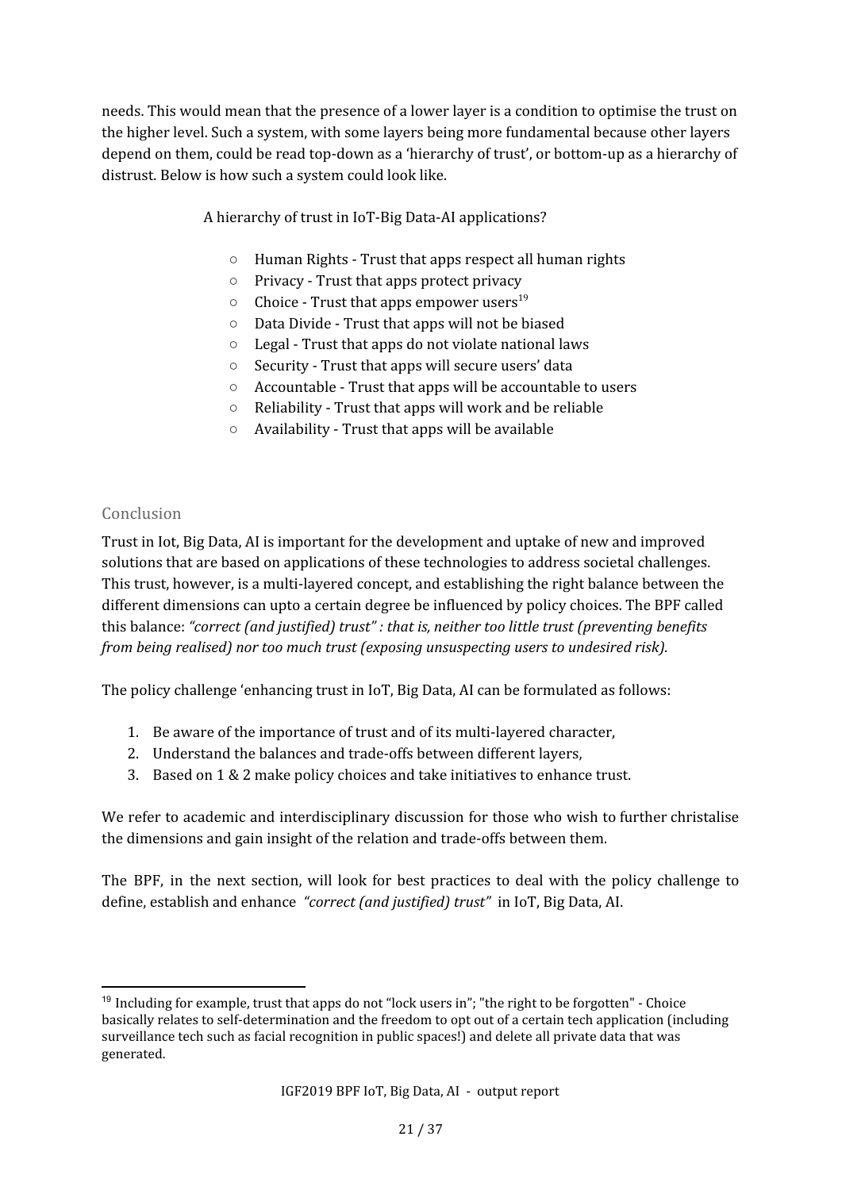needs. This would mean that the presence of a lower layer is a condition to optimise the trust on the higher level. Such a system, with some layers being more fundamental because other layers depend on them, could be read top-down as a 'hierarchy of trust', or bottom-up as a hierarchy of distrust. Below is how such a system could look like.

A hierarchy of trust in IoT-Big Data-AI applications?

- Human Rights - Trust that apps respect all human rights
- Privacy - Trust that apps protect privacy
- Choice - Trust that apps empower users[19]
- Data Divide - Trust that apps will not be biased
- Legal - Trust that apps do not violate national laws
- Security - Trust that apps will secure users' data
- Accountable - Trust that apps will be accountable to users
- Reliability - Trust that apps will work and be reliable
- Availability - Trust that apps will be available

## Conclusion

Trust in Iot, Big Data, AI is important for the development and uptake of new and improved solutions that are based on applications of these technologies to address societal challenges. This trust, however, is a multi-layered concept, and establishing the right balance between the different dimensions can upto a certain degree be influenced by policy choices. The BPF called this balance: *"correct (and justified) trust" : that is, neither too little trust (preventing benefits from being realised) nor too much trust (exposing unsuspecting users to undesired risk).*

The policy challenge 'enhancing trust in IoT, Big Data, AI can be formulated as follows:

1. Be aware of the importance of trust and of its multi-layered character,
2. Understand the balances and trade-offs between different layers,
3. Based on 1 & 2 make policy choices and take initiatives to enhance trust.

We refer to academic and interdisciplinary discussion for those who wish to further christalise the dimensions and gain insight of the relation and trade-offs between them.

The BPF, in the next section, will look for best practices to deal with the policy challenge to define, establish and enhance *"correct (and justified) trust"* in IoT, Big Data, AI.

[19] Including for example, trust that apps do not "lock users in"; "the right to be forgotten" - Choice basically relates to self-determination and the freedom to opt out of a certain tech application (including surveillance tech such as facial recognition in public spaces!) and delete all private data that was generated.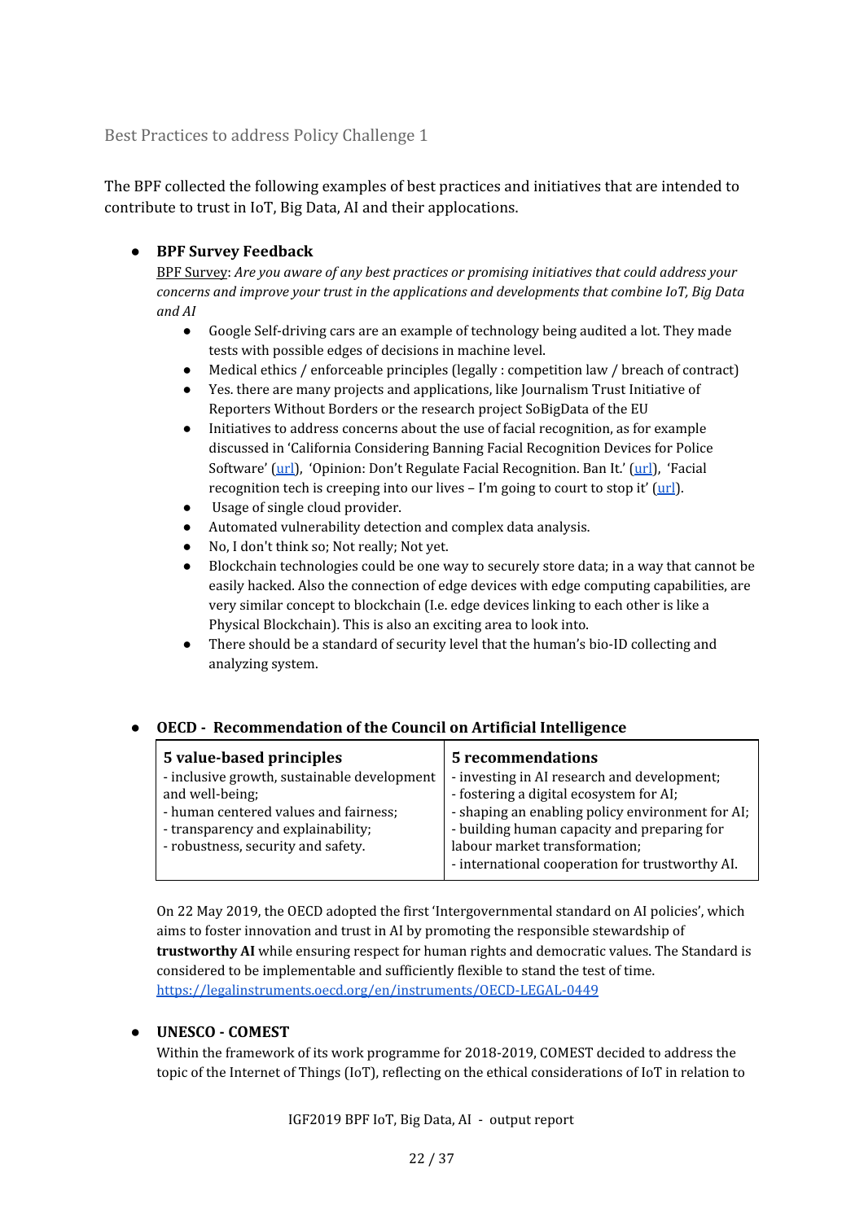### Best Practices to address Policy Challenge 1

The BPF collected the following examples of best practices and initiatives that are intended to contribute to trust in IoT, Big Data, AI and their applocations.

- **BPF Survey Feedback**
  BPF Survey: *Are you aware of any best practices or promising initiatives that could address your concerns and improve your trust in the applications and developments that combine IoT, Big Data and AI*
  - Google Self-driving cars are an example of technology being audited a lot. They made tests with possible edges of decisions in machine level.
  - Medical ethics / enforceable principles (legally : competition law / breach of contract)
  - Yes. there are many projects and applications, like Journalism Trust Initiative of Reporters Without Borders or the research project SoBigData of the EU
  - Initiatives to address concerns about the use of facial recognition, as for example discussed in 'California Considering Banning Facial Recognition Devices for Police Software' (url), 'Opinion: Don't Regulate Facial Recognition. Ban It.' (url), 'Facial recognition tech is creeping into our lives – I'm going to court to stop it' (url).
  - Usage of single cloud provider.
  - Automated vulnerability detection and complex data analysis.
  - No, I don't think so; Not really; Not yet.
  - Blockchain technologies could be one way to securely store data; in a way that cannot be easily hacked. Also the connection of edge devices with edge computing capabilities, are very similar concept to blockchain (I.e. edge devices linking to each other is like a Physical Blockchain). This is also an exciting area to look into.
  - There should be a standard of security level that the human's bio-ID collecting and analyzing system.

- **OECD - Recommendation of the Council on Artificial Intelligence**

| **5 value-based principles** | **5 recommendations** |
|---|---|
| - inclusive growth, sustainable development and well-being;<br>- human centered values and fairness;<br>- transparency and explainability;<br>- robustness, security and safety. | - investing in AI research and development;<br>- fostering a digital ecosystem for AI;<br>- shaping an enabling policy environment for AI;<br>- building human capacity and preparing for labour market transformation;<br>- international cooperation for trustworthy AI. |

  On 22 May 2019, the OECD adopted the first 'Intergovernmental standard on AI policies', which aims to foster innovation and trust in AI by promoting the responsible stewardship of **trustworthy AI** while ensuring respect for human rights and democratic values. The Standard is considered to be implementable and sufficiently flexible to stand the test of time.
  https://legalinstruments.oecd.org/en/instruments/OECD-LEGAL-0449

- **UNESCO - COMEST**
  Within the framework of its work programme for 2018-2019, COMEST decided to address the topic of the Internet of Things (IoT), reflecting on the ethical considerations of IoT in relation to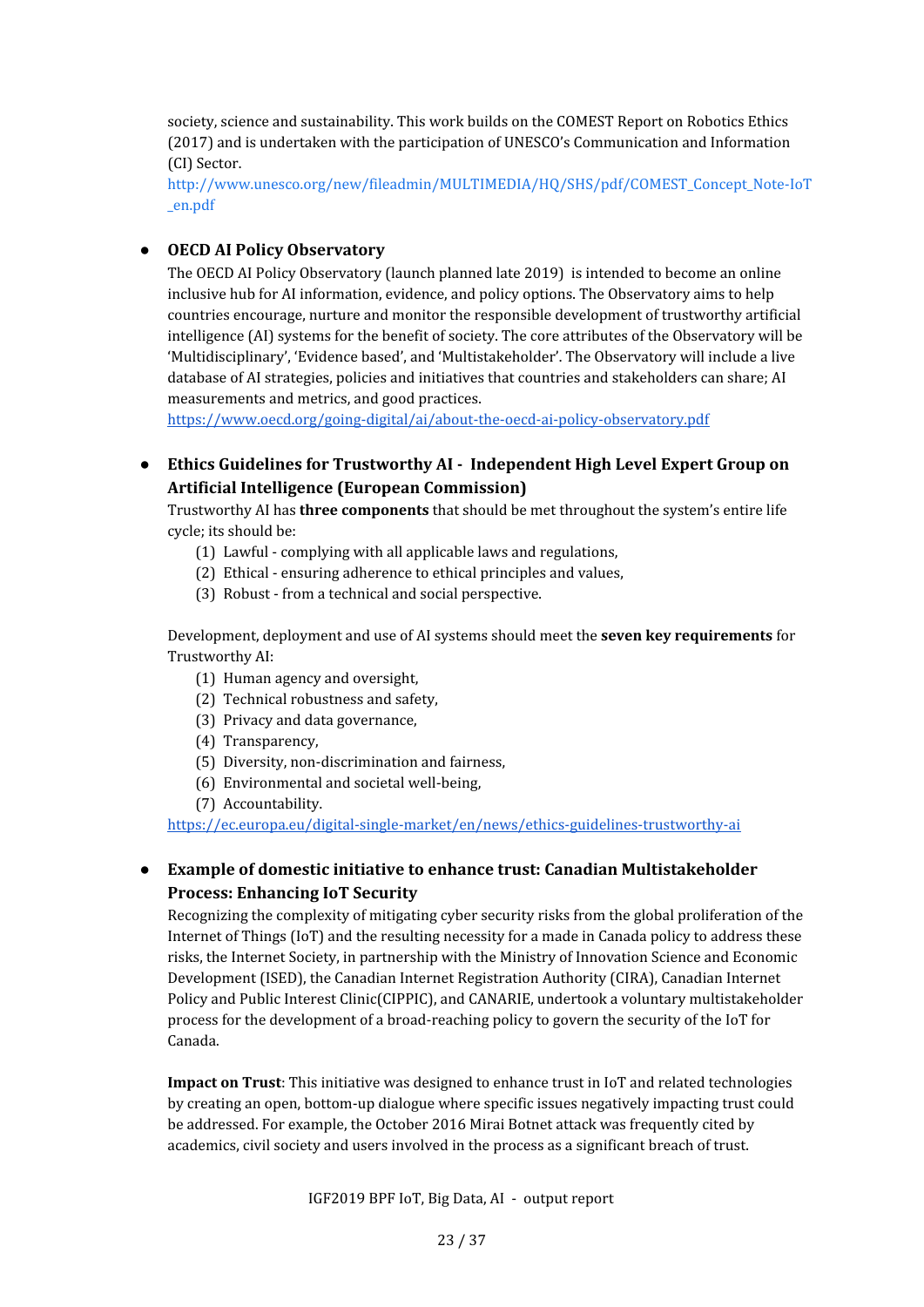society, science and sustainability. This work builds on the COMEST Report on Robotics Ethics (2017) and is undertaken with the participation of UNESCO's Communication and Information (CI) Sector.
http://www.unesco.org/new/fileadmin/MULTIMEDIA/HQ/SHS/pdf/COMEST_Concept_Note-IoT_en.pdf

- **OECD AI Policy Observatory**
  The OECD AI Policy Observatory (launch planned late 2019) is intended to become an online inclusive hub for AI information, evidence, and policy options. The Observatory aims to help countries encourage, nurture and monitor the responsible development of trustworthy artificial intelligence (AI) systems for the benefit of society. The core attributes of the Observatory will be 'Multidisciplinary', 'Evidence based', and 'Multistakeholder'. The Observatory will include a live database of AI strategies, policies and initiatives that countries and stakeholders can share; AI measurements and metrics, and good practices.
  https://www.oecd.org/going-digital/ai/about-the-oecd-ai-policy-observatory.pdf

- **Ethics Guidelines for Trustworthy AI - Independent High Level Expert Group on Artificial Intelligence (European Commission)**
  Trustworthy AI has **three components** that should be met throughout the system's entire life cycle; its should be:
  (1) Lawful - complying with all applicable laws and regulations,
  (2) Ethical - ensuring adherence to ethical principles and values,
  (3) Robust - from a technical and social perspective.

  Development, deployment and use of AI systems should meet the **seven key requirements** for Trustworthy AI:
  (1) Human agency and oversight,
  (2) Technical robustness and safety,
  (3) Privacy and data governance,
  (4) Transparency,
  (5) Diversity, non-discrimination and fairness,
  (6) Environmental and societal well-being,
  (7) Accountability.
  https://ec.europa.eu/digital-single-market/en/news/ethics-guidelines-trustworthy-ai

- **Example of domestic initiative to enhance trust: Canadian Multistakeholder Process: Enhancing IoT Security**
  Recognizing the complexity of mitigating cyber security risks from the global proliferation of the Internet of Things (IoT) and the resulting necessity for a made in Canada policy to address these risks, the Internet Society, in partnership with the Ministry of Innovation Science and Economic Development (ISED), the Canadian Internet Registration Authority (CIRA), Canadian Internet Policy and Public Interest Clinic(CIPPIC), and CANARIE, undertook a voluntary multistakeholder process for the development of a broad-reaching policy to govern the security of the IoT for Canada.

  **Impact on Trust**: This initiative was designed to enhance trust in IoT and related technologies by creating an open, bottom-up dialogue where specific issues negatively impacting trust could be addressed. For example, the October 2016 Mirai Botnet attack was frequently cited by academics, civil society and users involved in the process as a significant breach of trust.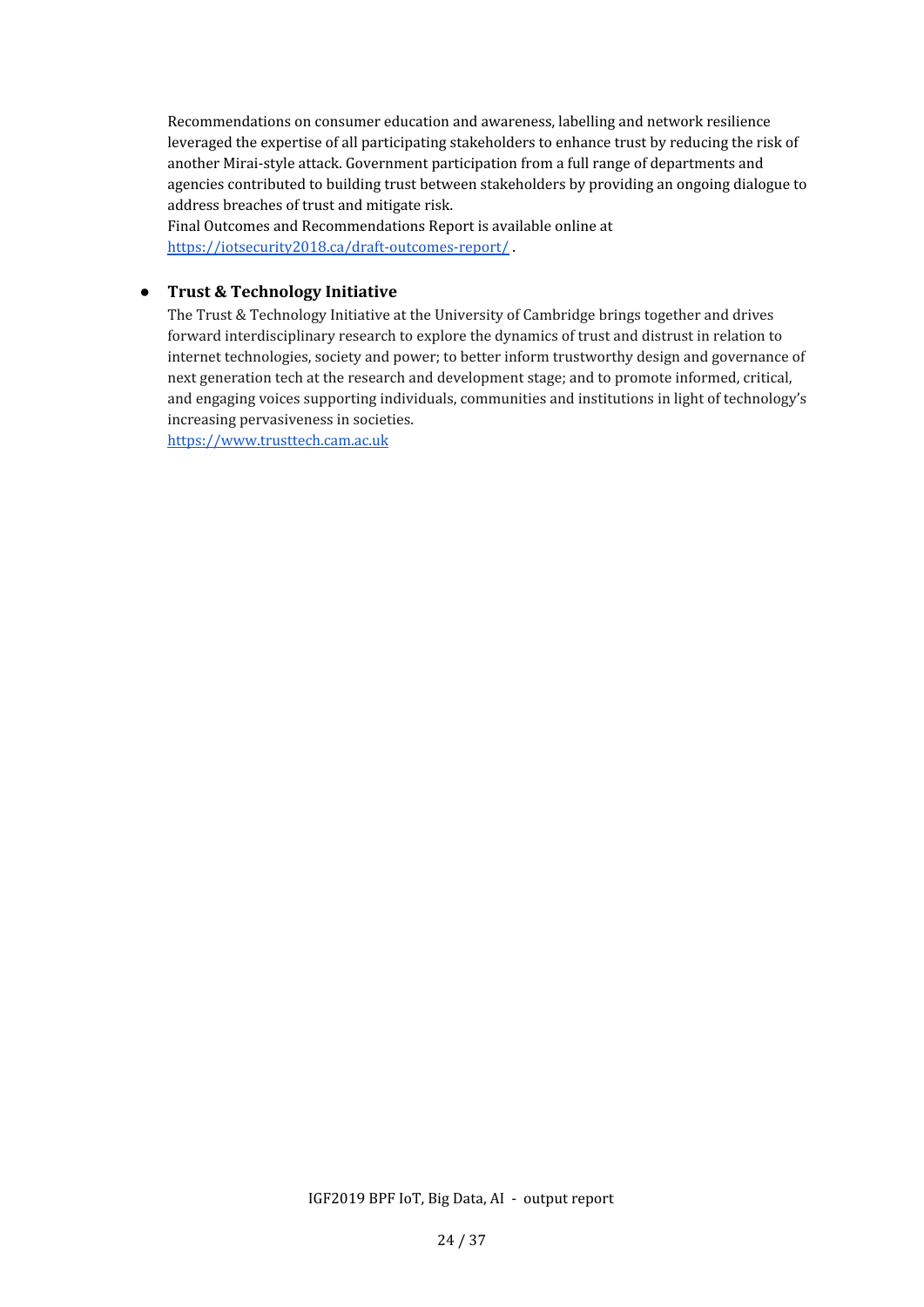Recommendations on consumer education and awareness, labelling and network resilience leveraged the expertise of all participating stakeholders to enhance trust by reducing the risk of another Mirai-style attack. Government participation from a full range of departments and agencies contributed to building trust between stakeholders by providing an ongoing dialogue to address breaches of trust and mitigate risk.
Final Outcomes and Recommendations Report is available online at https://iotsecurity2018.ca/draft-outcomes-report/ .

- **Trust & Technology Initiative**
  The Trust & Technology Initiative at the University of Cambridge brings together and drives forward interdisciplinary research to explore the dynamics of trust and distrust in relation to internet technologies, society and power; to better inform trustworthy design and governance of next generation tech at the research and development stage; and to promote informed, critical, and engaging voices supporting individuals, communities and institutions in light of technology's increasing pervasiveness in societies.
  https://www.trusttech.cam.ac.uk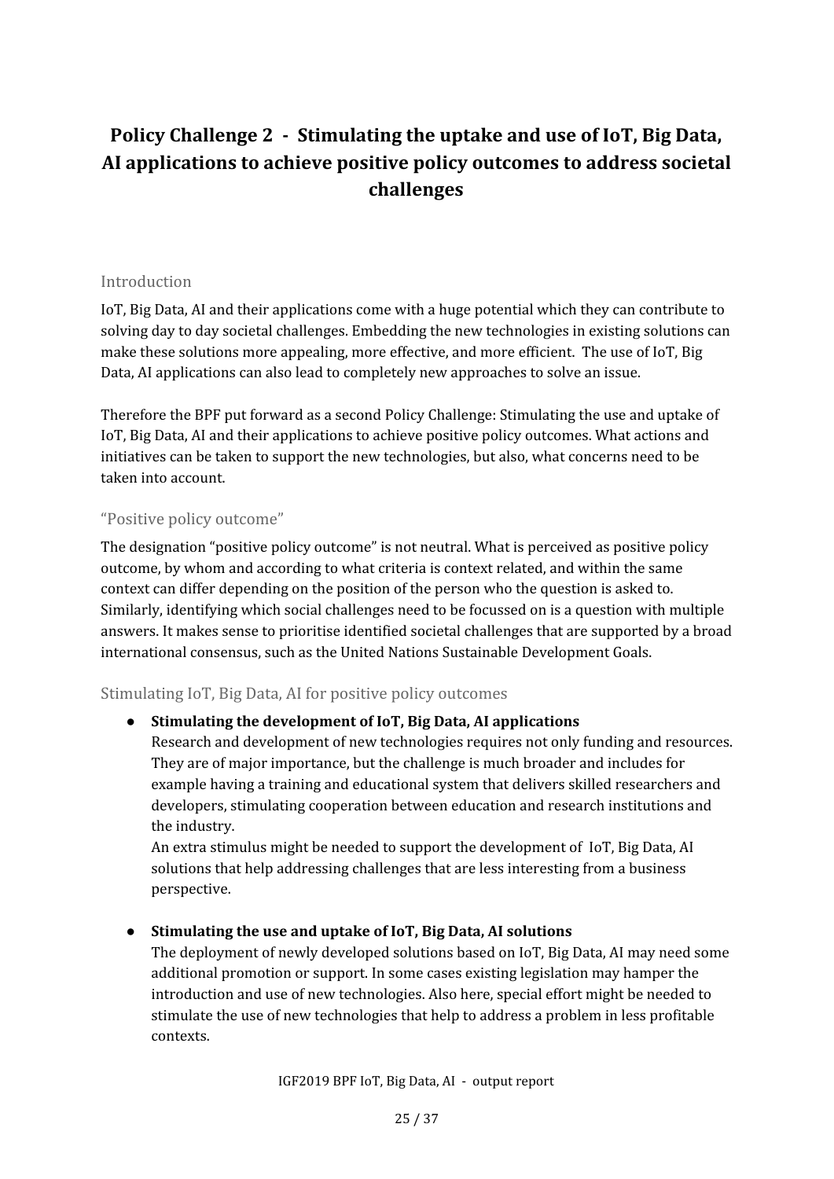# Policy Challenge 2 - Stimulating the uptake and use of IoT, Big Data, AI applications to achieve positive policy outcomes to address societal challenges

## Introduction

IoT, Big Data, AI and their applications come with a huge potential which they can contribute to solving day to day societal challenges. Embedding the new technologies in existing solutions can make these solutions more appealing, more effective, and more efficient. The use of IoT, Big Data, AI applications can also lead to completely new approaches to solve an issue.

Therefore the BPF put forward as a second Policy Challenge: Stimulating the use and uptake of IoT, Big Data, AI and their applications to achieve positive policy outcomes. What actions and initiatives can be taken to support the new technologies, but also, what concerns need to be taken into account.

## "Positive policy outcome"

The designation "positive policy outcome" is not neutral. What is perceived as positive policy outcome, by whom and according to what criteria is context related, and within the same context can differ depending on the position of the person who the question is asked to. Similarly, identifying which social challenges need to be focussed on is a question with multiple answers. It makes sense to prioritise identified societal challenges that are supported by a broad international consensus, such as the United Nations Sustainable Development Goals.

## Stimulating IoT, Big Data, AI for positive policy outcomes

- **Stimulating the development of IoT, Big Data, AI applications**
  Research and development of new technologies requires not only funding and resources. They are of major importance, but the challenge is much broader and includes for example having a training and educational system that delivers skilled researchers and developers, stimulating cooperation between education and research institutions and the industry.
  An extra stimulus might be needed to support the development of IoT, Big Data, AI solutions that help addressing challenges that are less interesting from a business perspective.

- **Stimulating the use and uptake of IoT, Big Data, AI solutions**
  The deployment of newly developed solutions based on IoT, Big Data, AI may need some additional promotion or support. In some cases existing legislation may hamper the introduction and use of new technologies. Also here, special effort might be needed to stimulate the use of new technologies that help to address a problem in less profitable contexts.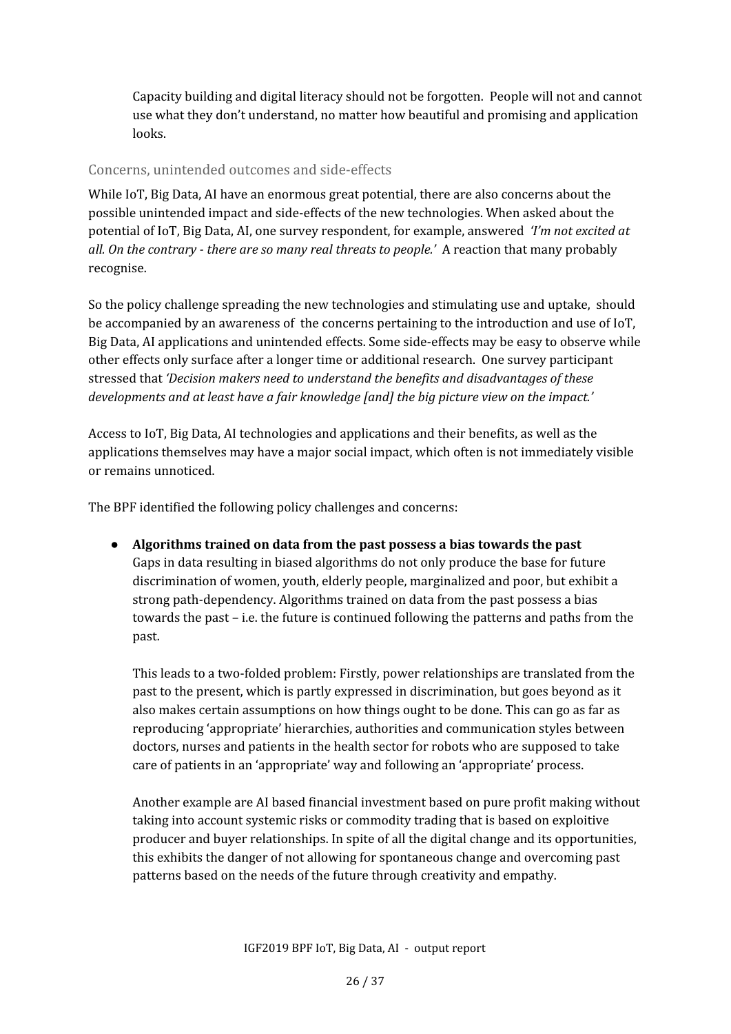Capacity building and digital literacy should not be forgotten. People will not and cannot use what they don't understand, no matter how beautiful and promising and application looks.

### Concerns, unintended outcomes and side-effects

While IoT, Big Data, AI have an enormous great potential, there are also concerns about the possible unintended impact and side-effects of the new technologies. When asked about the potential of IoT, Big Data, AI, one survey respondent, for example, answered *'I'm not excited at all. On the contrary - there are so many real threats to people.'* A reaction that many probably recognise.

So the policy challenge spreading the new technologies and stimulating use and uptake, should be accompanied by an awareness of the concerns pertaining to the introduction and use of IoT, Big Data, AI applications and unintended effects. Some side-effects may be easy to observe while other effects only surface after a longer time or additional research. One survey participant stressed that *'Decision makers need to understand the benefits and disadvantages of these developments and at least have a fair knowledge [and] the big picture view on the impact.'*

Access to IoT, Big Data, AI technologies and applications and their benefits, as well as the applications themselves may have a major social impact, which often is not immediately visible or remains unnoticed.

The BPF identified the following policy challenges and concerns:

- **Algorithms trained on data from the past possess a bias towards the past**
  Gaps in data resulting in biased algorithms do not only produce the base for future discrimination of women, youth, elderly people, marginalized and poor, but exhibit a strong path-dependency. Algorithms trained on data from the past possess a bias towards the past – i.e. the future is continued following the patterns and paths from the past.

  This leads to a two-folded problem: Firstly, power relationships are translated from the past to the present, which is partly expressed in discrimination, but goes beyond as it also makes certain assumptions on how things ought to be done. This can go as far as reproducing 'appropriate' hierarchies, authorities and communication styles between doctors, nurses and patients in the health sector for robots who are supposed to take care of patients in an 'appropriate' way and following an 'appropriate' process.

  Another example are AI based financial investment based on pure profit making without taking into account systemic risks or commodity trading that is based on exploitive producer and buyer relationships. In spite of all the digital change and its opportunities, this exhibits the danger of not allowing for spontaneous change and overcoming past patterns based on the needs of the future through creativity and empathy.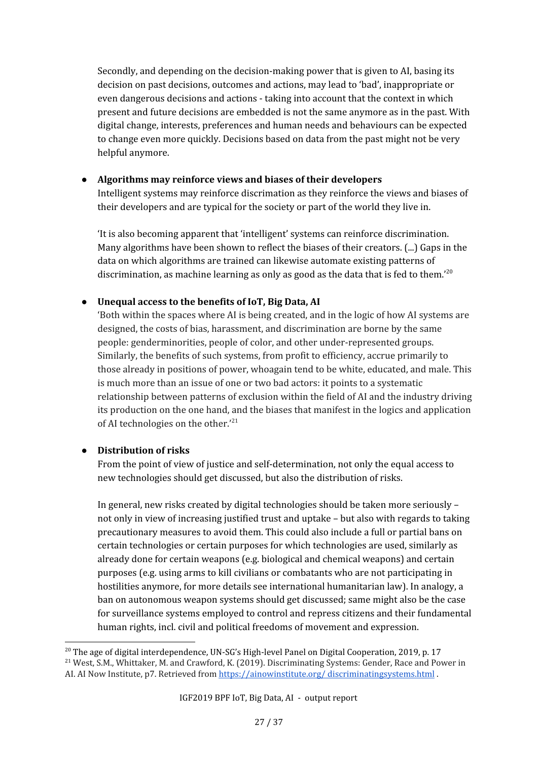Secondly, and depending on the decision-making power that is given to AI, basing its decision on past decisions, outcomes and actions, may lead to 'bad', inappropriate or even dangerous decisions and actions - taking into account that the context in which present and future decisions are embedded is not the same anymore as in the past. With digital change, interests, preferences and human needs and behaviours can be expected to change even more quickly. Decisions based on data from the past might not be very helpful anymore.

- **Algorithms may reinforce views and biases of their developers**
  Intelligent systems may reinforce discrimation as they reinforce the views and biases of their developers and are typical for the society or part of the world they live in.

  'It is also becoming apparent that 'intelligent' systems can reinforce discrimination. Many algorithms have been shown to reflect the biases of their creators. (...) Gaps in the data on which algorithms are trained can likewise automate existing patterns of discrimination, as machine learning as only as good as the data that is fed to them.'[20]

- **Unequal access to the benefits of IoT, Big Data, AI**
  'Both within the spaces where AI is being created, and in the logic of how AI systems are designed, the costs of bias, harassment, and discrimination are borne by the same people: genderminorities, people of color, and other under-represented groups. Similarly, the benefits of such systems, from profit to efficiency, accrue primarily to those already in positions of power, whoagain tend to be white, educated, and male. This is much more than an issue of one or two bad actors: it points to a systematic relationship between patterns of exclusion within the field of AI and the industry driving its production on the one hand, and the biases that manifest in the logics and application of AI technologies on the other.'[21]

- **Distribution of risks**
  From the point of view of justice and self-determination, not only the equal access to new technologies should get discussed, but also the distribution of risks.

  In general, new risks created by digital technologies should be taken more seriously – not only in view of increasing justified trust and uptake – but also with regards to taking precautionary measures to avoid them. This could also include a full or partial bans on certain technologies or certain purposes for which technologies are used, similarly as already done for certain weapons (e.g. biological and chemical weapons) and certain purposes (e.g. using arms to kill civilians or combatants who are not participating in hostilities anymore, for more details see international humanitarian law). In analogy, a ban on autonomous weapon systems should get discussed; same might also be the case for surveillance systems employed to control and repress citizens and their fundamental human rights, incl. civil and political freedoms of movement and expression.

[20] The age of digital interdependence, UN-SG's High-level Panel on Digital Cooperation, 2019, p. 17

[21] West, S.M., Whittaker, M. and Crawford, K. (2019). Discriminating Systems: Gender, Race and Power in AI. AI Now Institute, p7. Retrieved from https://ainowinstitute.org/ discriminatingsystems.html .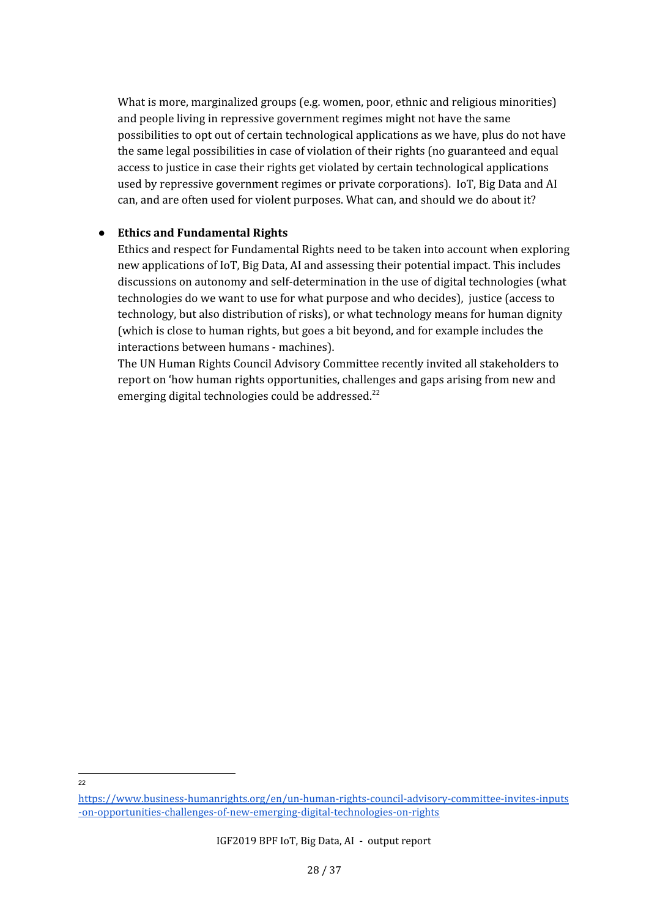What is more, marginalized groups (e.g. women, poor, ethnic and religious minorities) and people living in repressive government regimes might not have the same possibilities to opt out of certain technological applications as we have, plus do not have the same legal possibilities in case of violation of their rights (no guaranteed and equal access to justice in case their rights get violated by certain technological applications used by repressive government regimes or private corporations).  IoT, Big Data and AI can, and are often used for violent purposes. What can, and should we do about it?

- **Ethics and Fundamental Rights**

  Ethics and respect for Fundamental Rights need to be taken into account when exploring new applications of IoT, Big Data, AI and assessing their potential impact. This includes discussions on autonomy and self-determination in the use of digital technologies (what technologies do we want to use for what purpose and who decides),  justice (access to technology, but also distribution of risks), or what technology means for human dignity (which is close to human rights, but goes a bit beyond, and for example includes the interactions between humans - machines).

  The UN Human Rights Council Advisory Committee recently invited all stakeholders to report on 'how human rights opportunities, challenges and gaps arising from new and emerging digital technologies could be addressed.[22]

---

[22] https://www.business-humanrights.org/en/un-human-rights-council-advisory-committee-invites-inputs-on-opportunities-challenges-of-new-emerging-digital-technologies-on-rights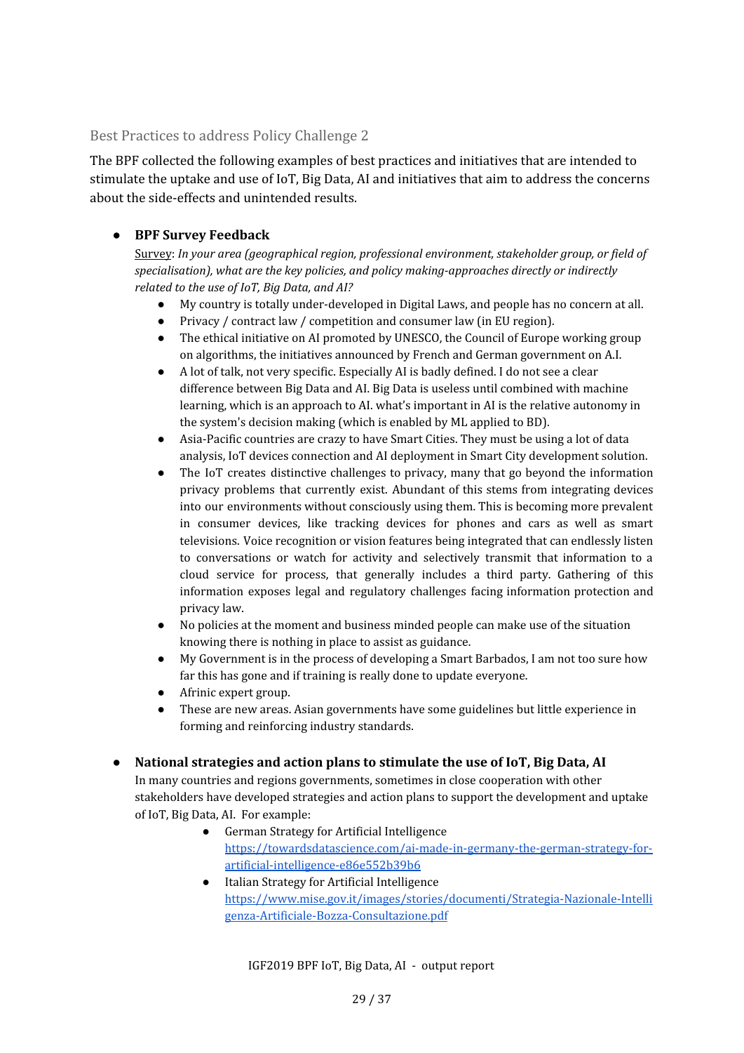## Best Practices to address Policy Challenge 2

The BPF collected the following examples of best practices and initiatives that are intended to stimulate the uptake and use of IoT, Big Data, AI and initiatives that aim to address the concerns about the side-effects and unintended results.

- **BPF Survey Feedback**

  Survey: *In your area (geographical region, professional environment, stakeholder group, or field of specialisation), what are the key policies, and policy making-approaches directly or indirectly related to the use of IoT, Big Data, and AI?*

  - My country is totally under-developed in Digital Laws, and people has no concern at all.
  - Privacy / contract law / competition and consumer law (in EU region).
  - The ethical initiative on AI promoted by UNESCO, the Council of Europe working group on algorithms, the initiatives announced by French and German government on A.I.
  - A lot of talk, not very specific. Especially AI is badly defined. I do not see a clear difference between Big Data and AI. Big Data is useless until combined with machine learning, which is an approach to AI. what's important in AI is the relative autonomy in the system's decision making (which is enabled by ML applied to BD).
  - Asia-Pacific countries are crazy to have Smart Cities. They must be using a lot of data analysis, IoT devices connection and AI deployment in Smart City development solution.
  - The IoT creates distinctive challenges to privacy, many that go beyond the information privacy problems that currently exist. Abundant of this stems from integrating devices into our environments without consciously using them. This is becoming more prevalent in consumer devices, like tracking devices for phones and cars as well as smart televisions. Voice recognition or vision features being integrated that can endlessly listen to conversations or watch for activity and selectively transmit that information to a cloud service for process, that generally includes a third party. Gathering of this information exposes legal and regulatory challenges facing information protection and privacy law.
  - No policies at the moment and business minded people can make use of the situation knowing there is nothing in place to assist as guidance.
  - My Government is in the process of developing a Smart Barbados, I am not too sure how far this has gone and if training is really done to update everyone.
  - Afrinic expert group.
  - These are new areas. Asian governments have some guidelines but little experience in forming and reinforcing industry standards.

- **National strategies and action plans to stimulate the use of IoT, Big Data, AI**

  In many countries and regions governments, sometimes in close cooperation with other stakeholders have developed strategies and action plans to support the development and uptake of IoT, Big Data, AI. For example:

  - German Strategy for Artificial Intelligence
    https://towardsdatascience.com/ai-made-in-germany-the-german-strategy-for-artificial-intelligence-e86e552b39b6
  - Italian Strategy for Artificial Intelligence
    https://www.mise.gov.it/images/stories/documenti/Strategia-Nazionale-Intelligenza-Artificiale-Bozza-Consultazione.pdf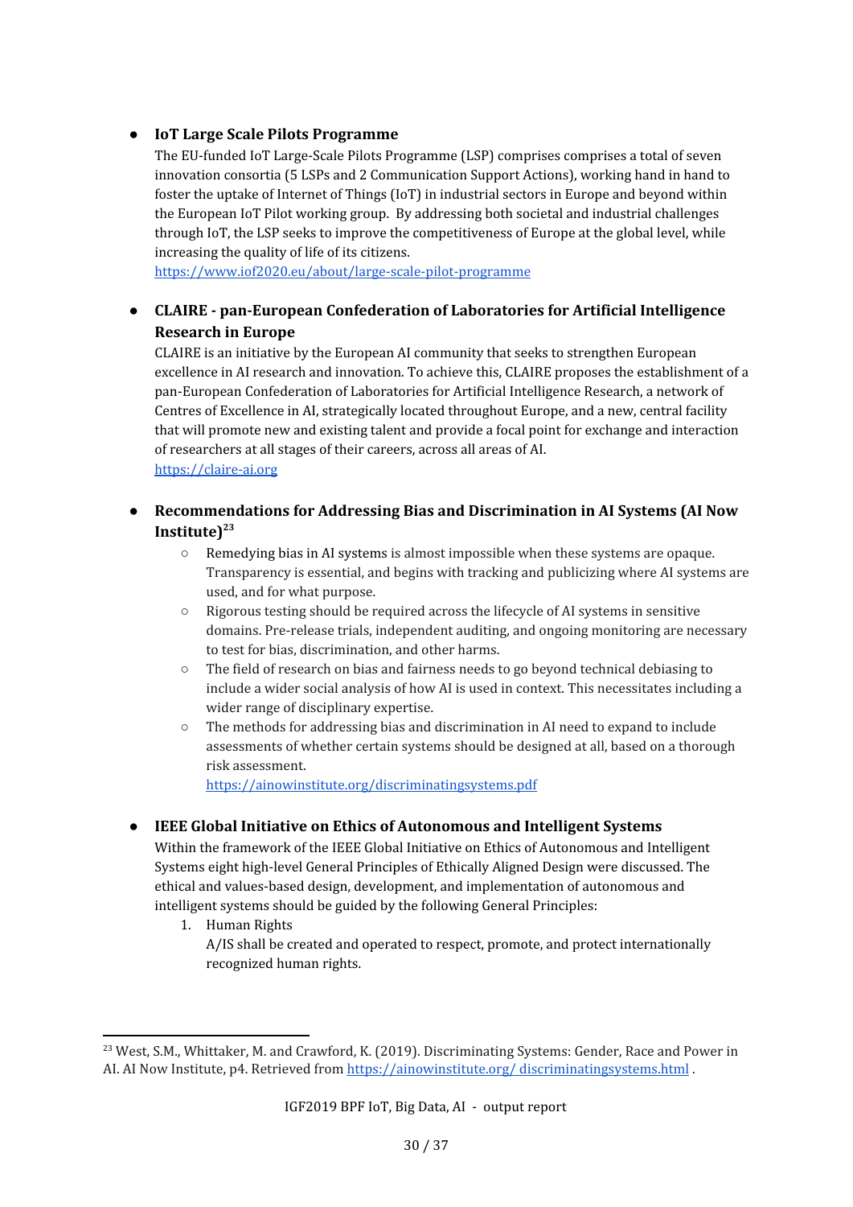- **IoT Large Scale Pilots Programme**
  The EU-funded IoT Large-Scale Pilots Programme (LSP) comprises comprises a total of seven innovation consortia (5 LSPs and 2 Communication Support Actions), working hand in hand to foster the uptake of Internet of Things (IoT) in industrial sectors in Europe and beyond within the European IoT Pilot working group. By addressing both societal and industrial challenges through IoT, the LSP seeks to improve the competitiveness of Europe at the global level, while increasing the quality of life of its citizens.
  https://www.iof2020.eu/about/large-scale-pilot-programme

- **CLAIRE - pan-European Confederation of Laboratories for Artificial Intelligence Research in Europe**
  CLAIRE is an initiative by the European AI community that seeks to strengthen European excellence in AI research and innovation. To achieve this, CLAIRE proposes the establishment of a pan-European Confederation of Laboratories for Artificial Intelligence Research, a network of Centres of Excellence in AI, strategically located throughout Europe, and a new, central facility that will promote new and existing talent and provide a focal point for exchange and interaction of researchers at all stages of their careers, across all areas of AI.
  https://claire-ai.org

- **Recommendations for Addressing Bias and Discrimination in AI Systems (AI Now Institute)**[23]
  - Remedying bias in AI systems is almost impossible when these systems are opaque. Transparency is essential, and begins with tracking and publicizing where AI systems are used, and for what purpose.
  - Rigorous testing should be required across the lifecycle of AI systems in sensitive domains. Pre-release trials, independent auditing, and ongoing monitoring are necessary to test for bias, discrimination, and other harms.
  - The field of research on bias and fairness needs to go beyond technical debiasing to include a wider social analysis of how AI is used in context. This necessitates including a wider range of disciplinary expertise.
  - The methods for addressing bias and discrimination in AI need to expand to include assessments of whether certain systems should be designed at all, based on a thorough risk assessment.
    https://ainowinstitute.org/discriminatingsystems.pdf

- **IEEE Global Initiative on Ethics of Autonomous and Intelligent Systems**
  Within the framework of the IEEE Global Initiative on Ethics of Autonomous and Intelligent Systems eight high-level General Principles of Ethically Aligned Design were discussed. The ethical and values-based design, development, and implementation of autonomous and intelligent systems should be guided by the following General Principles:
  1. Human Rights
     A/IS shall be created and operated to respect, promote, and protect internationally recognized human rights.

---

[23] West, S.M., Whittaker, M. and Crawford, K. (2019). Discriminating Systems: Gender, Race and Power in AI. AI Now Institute, p4. Retrieved from https://ainowinstitute.org/ discriminatingsystems.html .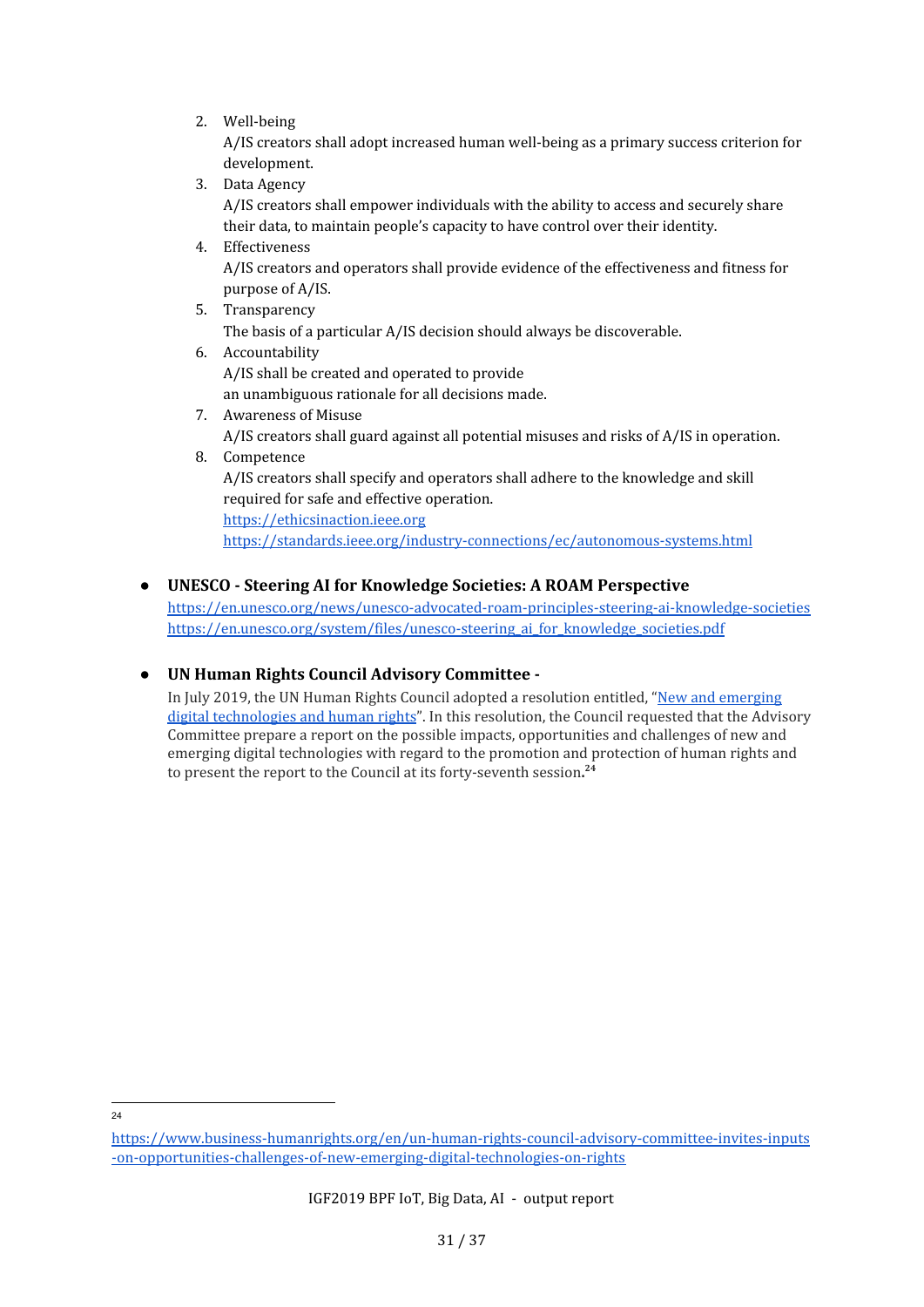2. Well-being
   A/IS creators shall adopt increased human well-being as a primary success criterion for development.
3. Data Agency
   A/IS creators shall empower individuals with the ability to access and securely share their data, to maintain people's capacity to have control over their identity.
4. Effectiveness
   A/IS creators and operators shall provide evidence of the effectiveness and fitness for purpose of A/IS.
5. Transparency
   The basis of a particular A/IS decision should always be discoverable.
6. Accountability
   A/IS shall be created and operated to provide
   an unambiguous rationale for all decisions made.
7. Awareness of Misuse
   A/IS creators shall guard against all potential misuses and risks of A/IS in operation.
8. Competence
   A/IS creators shall specify and operators shall adhere to the knowledge and skill required for safe and effective operation.
   https://ethicsinaction.ieee.org
   https://standards.ieee.org/industry-connections/ec/autonomous-systems.html

- **UNESCO - Steering AI for Knowledge Societies: A ROAM Perspective**
  https://en.unesco.org/news/unesco-advocated-roam-principles-steering-ai-knowledge-societies
  https://en.unesco.org/system/files/unesco-steering_ai_for_knowledge_societies.pdf

- **UN Human Rights Council Advisory Committee -**
  In July 2019, the UN Human Rights Council adopted a resolution entitled, "New and emerging digital technologies and human rights". In this resolution, the Council requested that the Advisory Committee prepare a report on the possible impacts, opportunities and challenges of new and emerging digital technologies with regard to the promotion and protection of human rights and to present the report to the Council at its forty-seventh session.[24]

---

[24] https://www.business-humanrights.org/en/un-human-rights-council-advisory-committee-invites-inputs-on-opportunities-challenges-of-new-emerging-digital-technologies-on-rights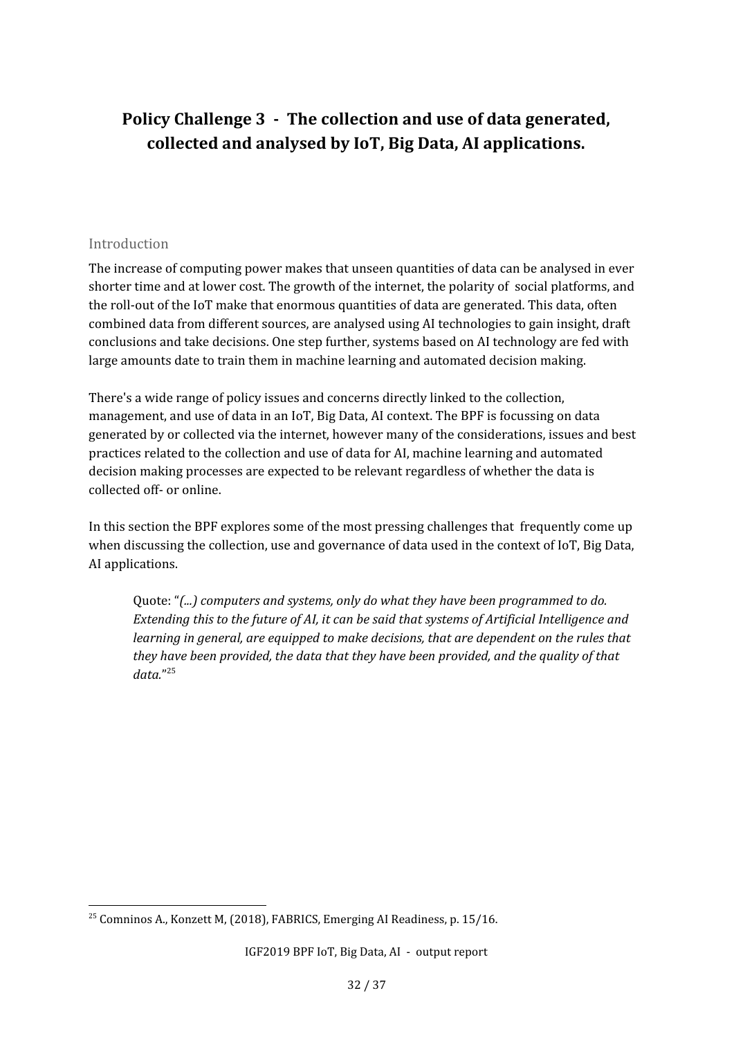# Policy Challenge 3 - The collection and use of data generated, collected and analysed by IoT, Big Data, AI applications.

## Introduction

The increase of computing power makes that unseen quantities of data can be analysed in ever shorter time and at lower cost. The growth of the internet, the polarity of social platforms, and the roll-out of the IoT make that enormous quantities of data are generated. This data, often combined data from different sources, are analysed using AI technologies to gain insight, draft conclusions and take decisions. One step further, systems based on AI technology are fed with large amounts date to train them in machine learning and automated decision making.

There's a wide range of policy issues and concerns directly linked to the collection, management, and use of data in an IoT, Big Data, AI context. The BPF is focussing on data generated by or collected via the internet, however many of the considerations, issues and best practices related to the collection and use of data for AI, machine learning and automated decision making processes are expected to be relevant regardless of whether the data is collected off- or online.

In this section the BPF explores some of the most pressing challenges that frequently come up when discussing the collection, use and governance of data used in the context of IoT, Big Data, AI applications.

> Quote: "*(...) computers and systems, only do what they have been programmed to do. Extending this to the future of AI, it can be said that systems of Artificial Intelligence and learning in general, are equipped to make decisions, that are dependent on the rules that they have been provided, the data that they have been provided, and the quality of that data.*"[25]

---

[25] Comninos A., Konzett M, (2018), FABRICS, Emerging AI Readiness, p. 15/16.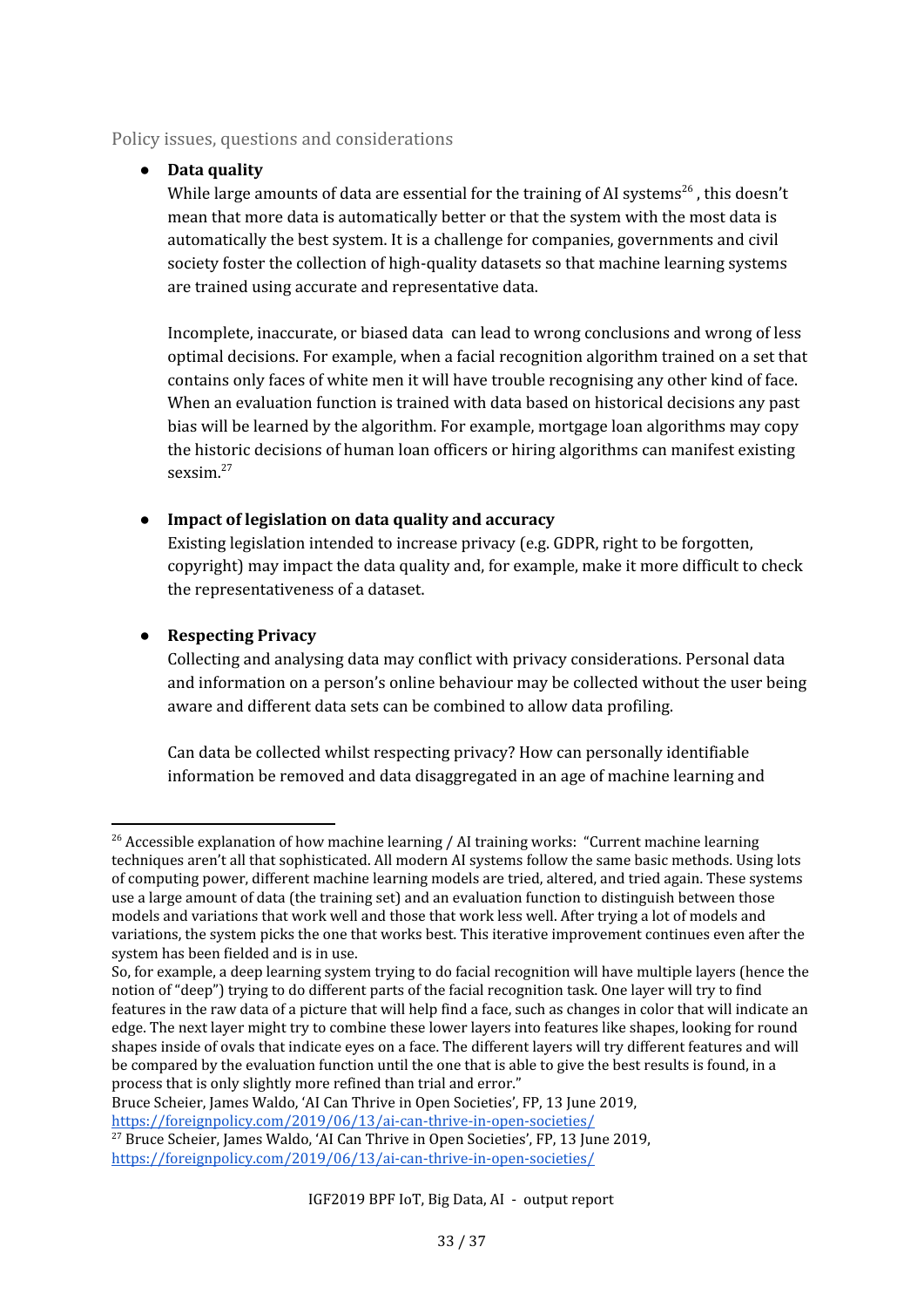### Policy issues, questions and considerations

- **Data quality**
  While large amounts of data are essential for the training of AI systems[26] , this doesn't mean that more data is automatically better or that the system with the most data is automatically the best system. It is a challenge for companies, governments and civil society foster the collection of high-quality datasets so that machine learning systems are trained using accurate and representative data.

  Incomplete, inaccurate, or biased data can lead to wrong conclusions and wrong of less optimal decisions. For example, when a facial recognition algorithm trained on a set that contains only faces of white men it will have trouble recognising any other kind of face. When an evaluation function is trained with data based on historical decisions any past bias will be learned by the algorithm. For example, mortgage loan algorithms may copy the historic decisions of human loan officers or hiring algorithms can manifest existing sexsim.[27]

- **Impact of legislation on data quality and accuracy**
  Existing legislation intended to increase privacy (e.g. GDPR, right to be forgotten, copyright) may impact the data quality and, for example, make it more difficult to check the representativeness of a dataset.

- **Respecting Privacy**
  Collecting and analysing data may conflict with privacy considerations. Personal data and information on a person's online behaviour may be collected without the user being aware and different data sets can be combined to allow data profiling.

  Can data be collected whilst respecting privacy? How can personally identifiable information be removed and data disaggregated in an age of machine learning and

---

[26] Accessible explanation of how machine learning / AI training works: "Current machine learning techniques aren't all that sophisticated. All modern AI systems follow the same basic methods. Using lots of computing power, different machine learning models are tried, altered, and tried again. These systems use a large amount of data (the training set) and an evaluation function to distinguish between those models and variations that work well and those that work less well. After trying a lot of models and variations, the system picks the one that works best. This iterative improvement continues even after the system has been fielded and is in use.
So, for example, a deep learning system trying to do facial recognition will have multiple layers (hence the notion of "deep") trying to do different parts of the facial recognition task. One layer will try to find features in the raw data of a picture that will help find a face, such as changes in color that will indicate an edge. The next layer might try to combine these lower layers into features like shapes, looking for round shapes inside of ovals that indicate eyes on a face. The different layers will try different features and will be compared by the evaluation function until the one that is able to give the best results is found, in a process that is only slightly more refined than trial and error."
Bruce Scheier, James Waldo, 'AI Can Thrive in Open Societies', FP, 13 June 2019, https://foreignpolicy.com/2019/06/13/ai-can-thrive-in-open-societies/

[27] Bruce Scheier, James Waldo, 'AI Can Thrive in Open Societies', FP, 13 June 2019, https://foreignpolicy.com/2019/06/13/ai-can-thrive-in-open-societies/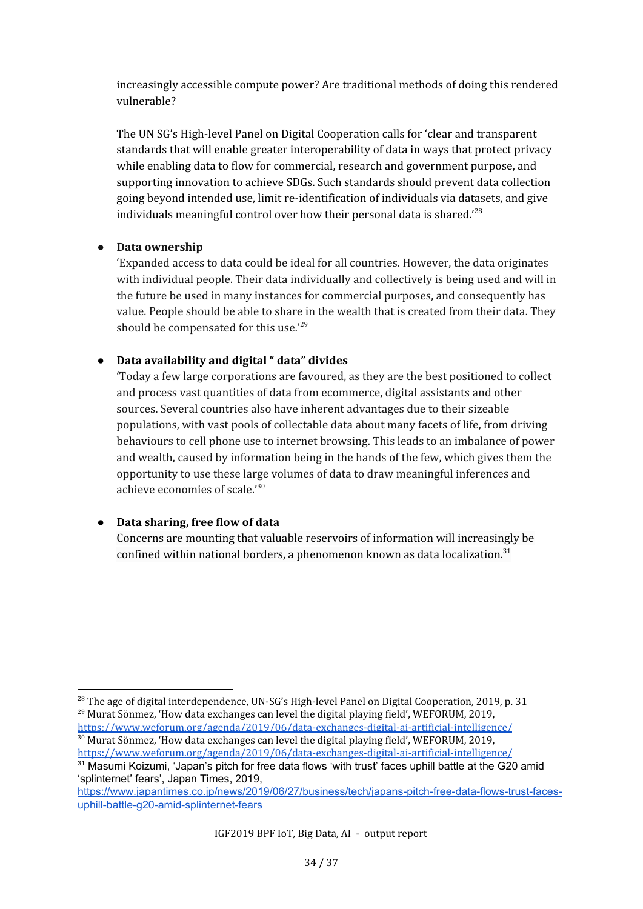increasingly accessible compute power? Are traditional methods of doing this rendered vulnerable?

The UN SG's High-level Panel on Digital Cooperation calls for 'clear and transparent standards that will enable greater interoperability of data in ways that protect privacy while enabling data to flow for commercial, research and government purpose, and supporting innovation to achieve SDGs. Such standards should prevent data collection going beyond intended use, limit re-identification of individuals via datasets, and give individuals meaningful control over how their personal data is shared.'[28]

- **Data ownership**
  'Expanded access to data could be ideal for all countries. However, the data originates with individual people. Their data individually and collectively is being used and will in the future be used in many instances for commercial purposes, and consequently has value. People should be able to share in the wealth that is created from their data. They should be compensated for this use.'[29]

- **Data availability and digital " data" divides**
  'Today a few large corporations are favoured, as they are the best positioned to collect and process vast quantities of data from ecommerce, digital assistants and other sources. Several countries also have inherent advantages due to their sizeable populations, with vast pools of collectable data about many facets of life, from driving behaviours to cell phone use to internet browsing. This leads to an imbalance of power and wealth, caused by information being in the hands of the few, which gives them the opportunity to use these large volumes of data to draw meaningful inferences and achieve economies of scale.'[30]

- **Data sharing, free flow of data**
  Concerns are mounting that valuable reservoirs of information will increasingly be confined within national borders, a phenomenon known as data localization.[31]

---

[28] The age of digital interdependence, UN-SG's High-level Panel on Digital Cooperation, 2019, p. 31

[29] Murat Sönmez, 'How data exchanges can level the digital playing field', WEFORUM, 2019, https://www.weforum.org/agenda/2019/06/data-exchanges-digital-ai-artificial-intelligence/

[30] Murat Sönmez, 'How data exchanges can level the digital playing field', WEFORUM, 2019, https://www.weforum.org/agenda/2019/06/data-exchanges-digital-ai-artificial-intelligence/

[31] Masumi Koizumi, 'Japan's pitch for free data flows 'with trust' faces uphill battle at the G20 amid 'splinternet' fears', Japan Times, 2019, https://www.japantimes.co.jp/news/2019/06/27/business/tech/japans-pitch-free-data-flows-trust-faces-uphill-battle-g20-amid-splinternet-fears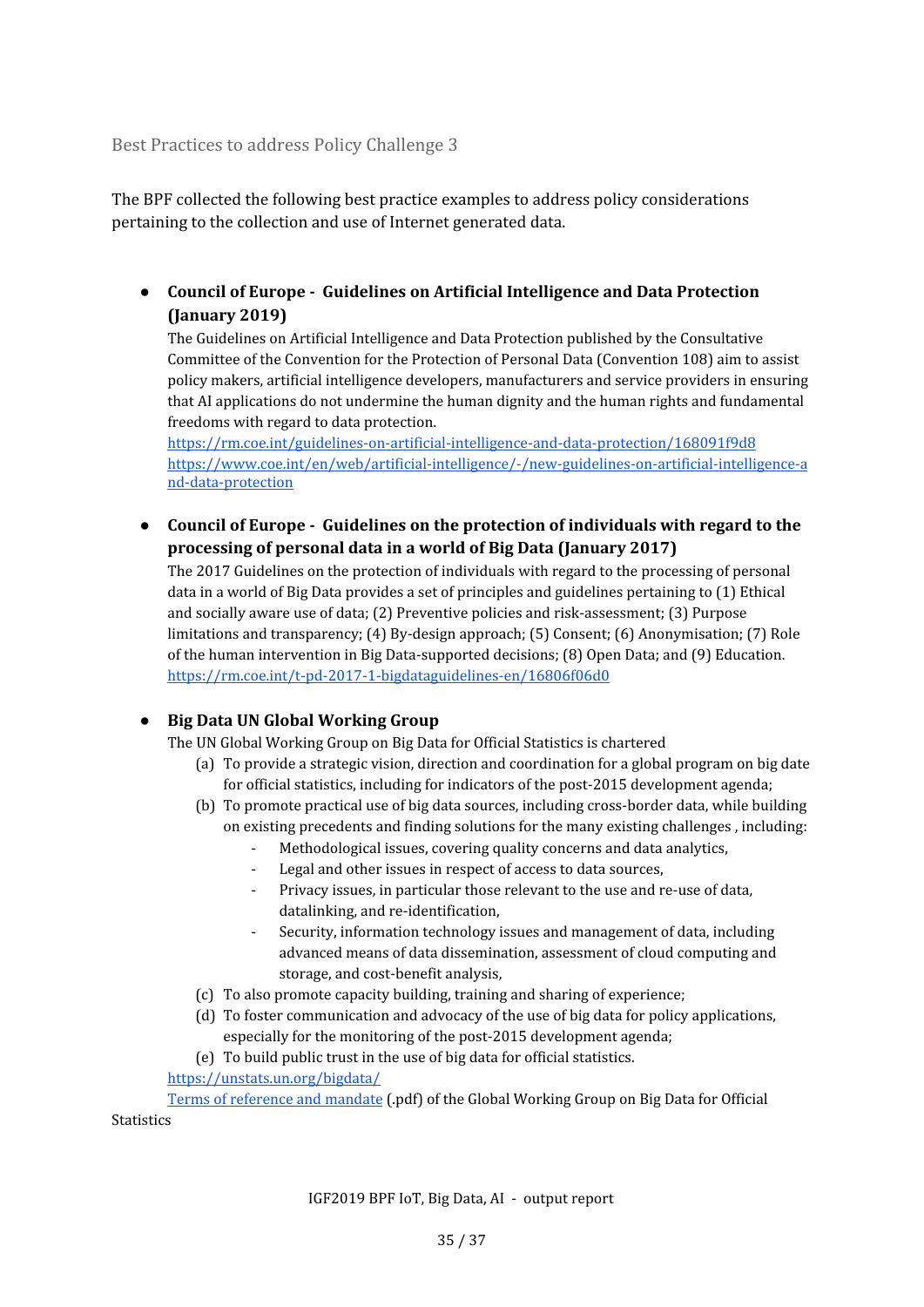### Best Practices to address Policy Challenge 3

The BPF collected the following best practice examples to address policy considerations pertaining to the collection and use of Internet generated data.

- **Council of Europe - Guidelines on Artificial Intelligence and Data Protection (January 2019)**
  The Guidelines on Artificial Intelligence and Data Protection published by the Consultative Committee of the Convention for the Protection of Personal Data (Convention 108) aim to assist policy makers, artificial intelligence developers, manufacturers and service providers in ensuring that AI applications do not undermine the human dignity and the human rights and fundamental freedoms with regard to data protection.
  https://rm.coe.int/guidelines-on-artificial-intelligence-and-data-protection/168091f9d8
  https://www.coe.int/en/web/artificial-intelligence/-/new-guidelines-on-artificial-intelligence-and-data-protection

- **Council of Europe - Guidelines on the protection of individuals with regard to the processing of personal data in a world of Big Data (January 2017)**
  The 2017 Guidelines on the protection of individuals with regard to the processing of personal data in a world of Big Data provides a set of principles and guidelines pertaining to (1) Ethical and socially aware use of data; (2) Preventive policies and risk-assessment; (3) Purpose limitations and transparency; (4) By-design approach; (5) Consent; (6) Anonymisation; (7) Role of the human intervention in Big Data-supported decisions; (8) Open Data; and (9) Education.
  https://rm.coe.int/t-pd-2017-1-bigdataguidelines-en/16806f06d0

- **Big Data UN Global Working Group**
  The UN Global Working Group on Big Data for Official Statistics is chartered
  (a) To provide a strategic vision, direction and coordination for a global program on big date for official statistics, including for indicators of the post-2015 development agenda;
  (b) To promote practical use of big data sources, including cross-border data, while building on existing precedents and finding solutions for the many existing challenges , including:
    - Methodological issues, covering quality concerns and data analytics,
    - Legal and other issues in respect of access to data sources,
    - Privacy issues, in particular those relevant to the use and re-use of data, datalinking, and re-identification,
    - Security, information technology issues and management of data, including advanced means of data dissemination, assessment of cloud computing and storage, and cost-benefit analysis,

  (c) To also promote capacity building, training and sharing of experience;
  (d) To foster communication and advocacy of the use of big data for policy applications, especially for the monitoring of the post-2015 development agenda;
  (e) To build public trust in the use of big data for official statistics.
  https://unstats.un.org/bigdata/
  Terms of reference and mandate (.pdf) of the Global Working Group on Big Data for Official Statistics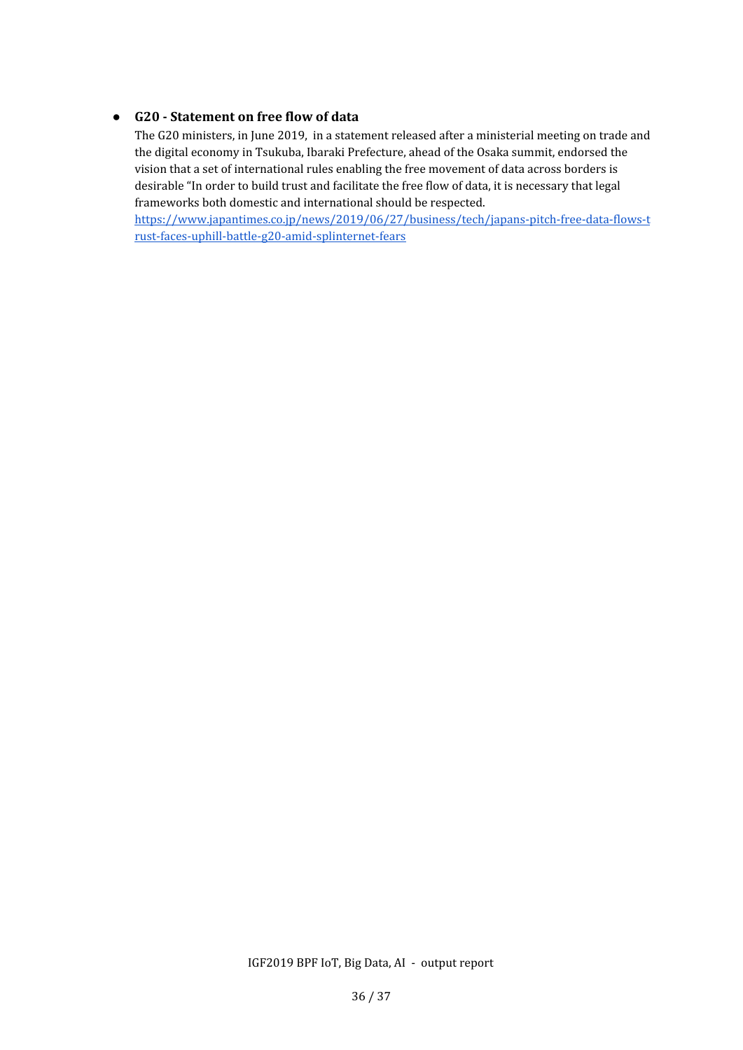- **G20 - Statement on free flow of data**

  The G20 ministers, in June 2019,  in a statement released after a ministerial meeting on trade and the digital economy in Tsukuba, Ibaraki Prefecture, ahead of the Osaka summit, endorsed the vision that a set of international rules enabling the free movement of data across borders is desirable "In order to build trust and facilitate the free flow of data, it is necessary that legal frameworks both domestic and international should be respected.
  https://www.japantimes.co.jp/news/2019/06/27/business/tech/japans-pitch-free-data-flows-trust-faces-uphill-battle-g20-amid-splinternet-fears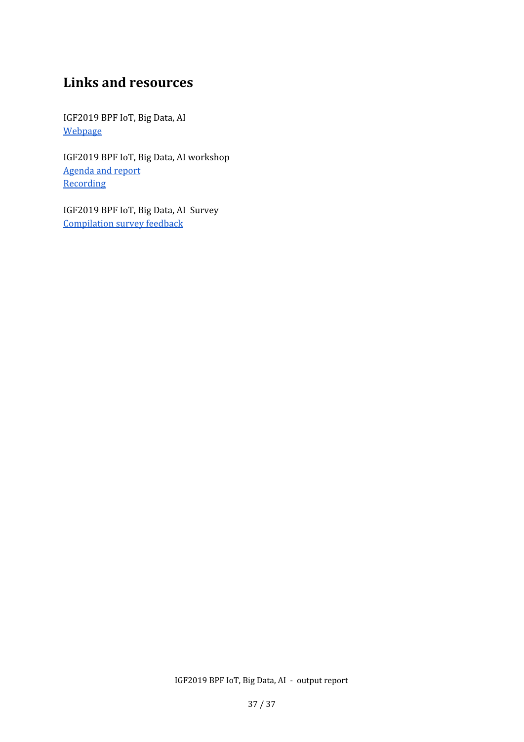# Links and resources

IGF2019 BPF IoT, Big Data, AI
Webpage

IGF2019 BPF IoT, Big Data, AI workshop
Agenda and report
Recording

IGF2019 BPF IoT, Big Data, AI Survey
Compilation survey feedback